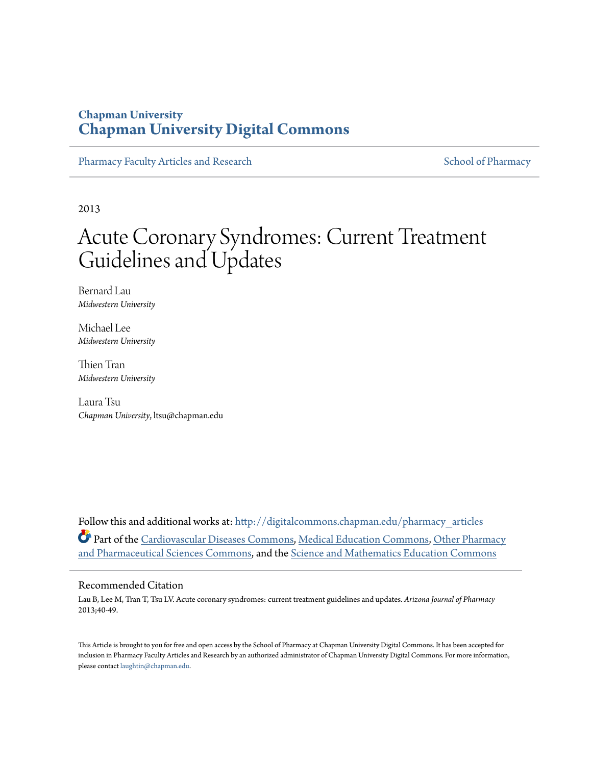**Chapman University**
**Chapman University Digital Commons**

Pharmacy Faculty Articles and Research — School of Pharmacy

2013

# Acute Coronary Syndromes: Current Treatment Guidelines and Updates

Bernard Lau
*Midwestern University*

Michael Lee
*Midwestern University*

Thien Tran
*Midwestern University*

Laura Tsu
*Chapman University*, ltsu@chapman.edu

Follow this and additional works at: http://digitalcommons.chapman.edu/pharmacy_articles

Part of the Cardiovascular Diseases Commons, Medical Education Commons, Other Pharmacy and Pharmaceutical Sciences Commons, and the Science and Mathematics Education Commons

## Recommended Citation

Lau B, Lee M, Tran T, Tsu LV. Acute coronary syndromes: current treatment guidelines and updates. *Arizona Journal of Pharmacy* 2013;40-49.

This Article is brought to you for free and open access by the School of Pharmacy at Chapman University Digital Commons. It has been accepted for inclusion in Pharmacy Faculty Articles and Research by an authorized administrator of Chapman University Digital Commons. For more information, please contact laughtin@chapman.edu.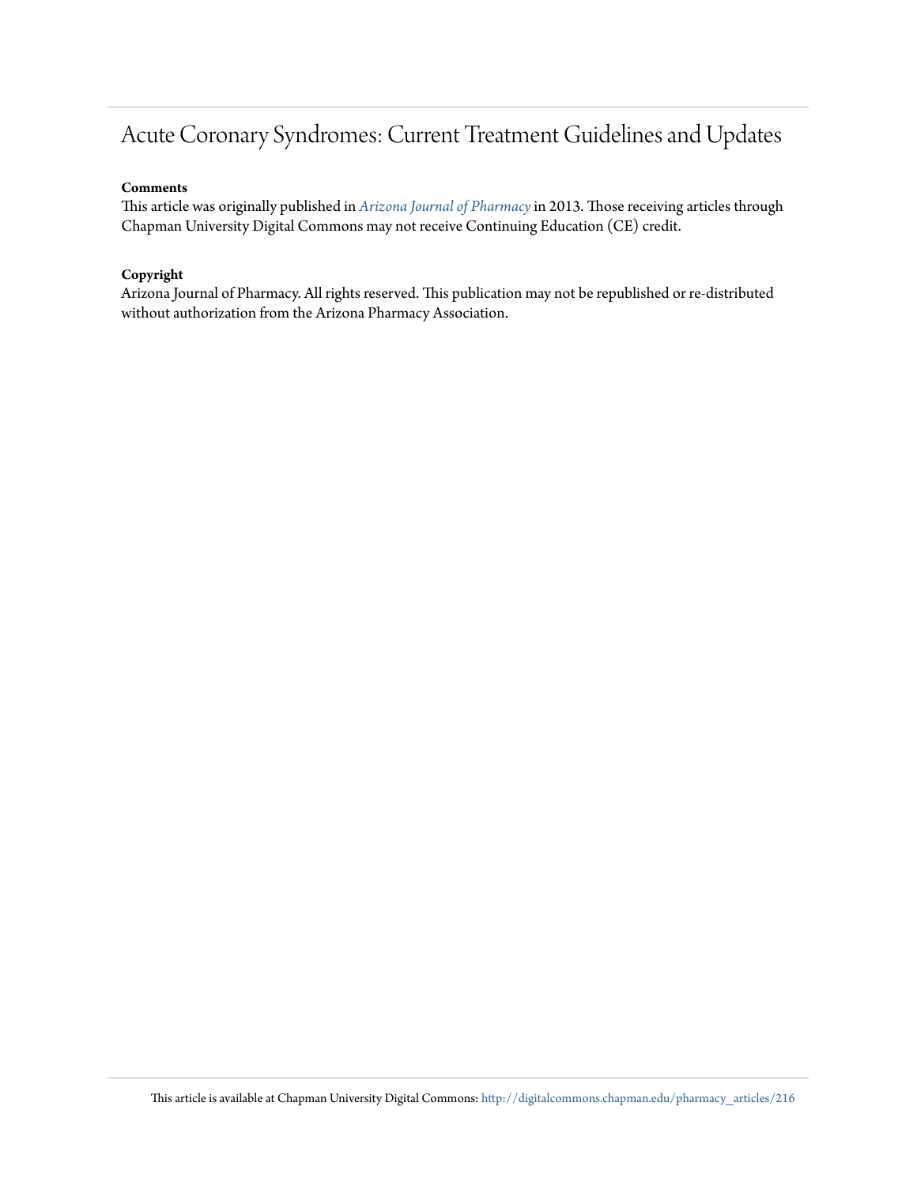# Acute Coronary Syndromes: Current Treatment Guidelines and Updates

**Comments**

This article was originally published in *Arizona Journal of Pharmacy* in 2013. Those receiving articles through Chapman University Digital Commons may not receive Continuing Education (CE) credit.

**Copyright**

Arizona Journal of Pharmacy. All rights reserved. This publication may not be republished or re-distributed without authorization from the Arizona Pharmacy Association.

This article is available at Chapman University Digital Commons: http://digitalcommons.chapman.edu/pharmacy_articles/216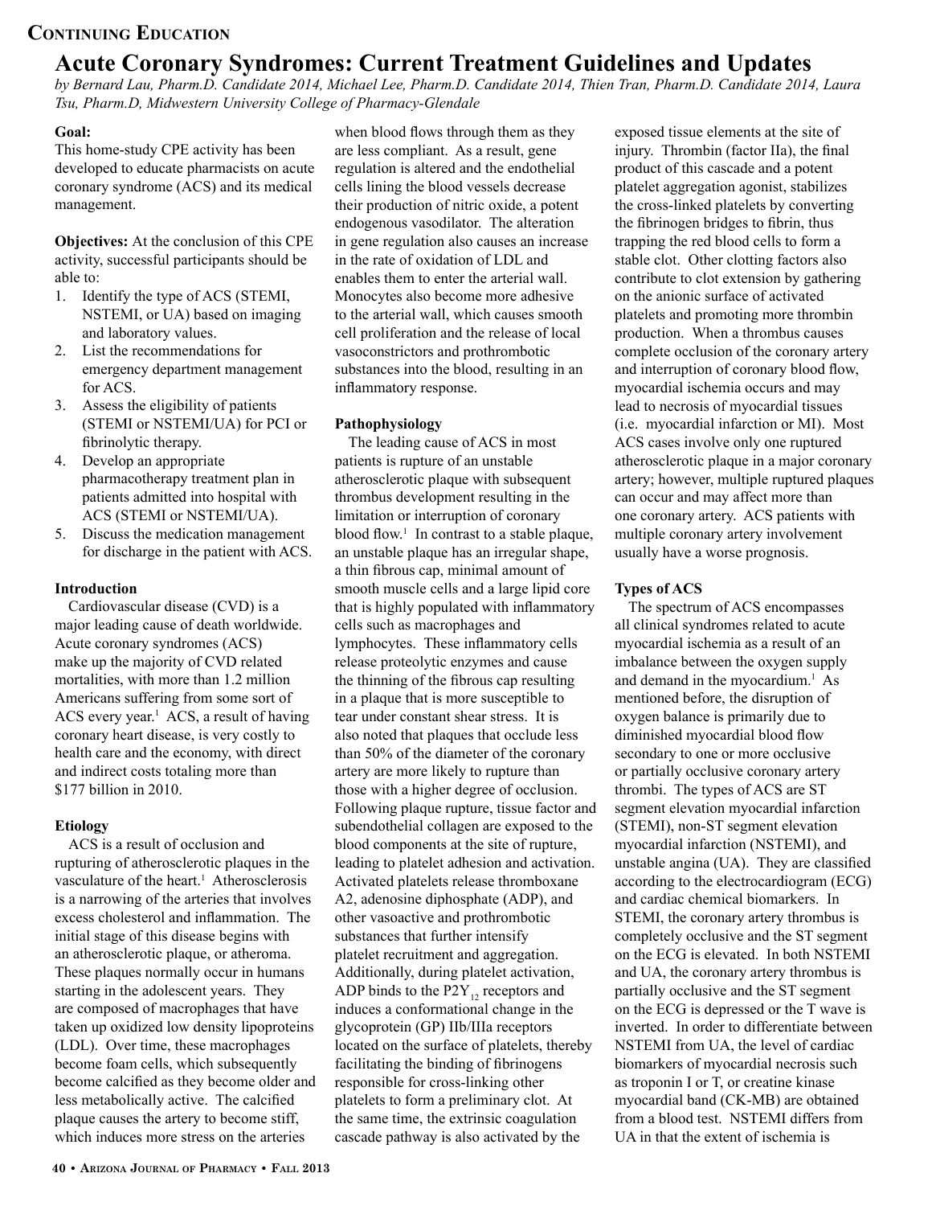**Continuing Education**

# Acute Coronary Syndromes: Current Treatment Guidelines and Updates

*by Bernard Lau, Pharm.D. Candidate 2014, Michael Lee, Pharm.D. Candidate 2014, Thien Tran, Pharm.D. Candidate 2014, Laura Tsu, Pharm.D, Midwestern University College of Pharmacy-Glendale*

**Goal:**
This home-study CPE activity has been developed to educate pharmacists on acute coronary syndrome (ACS) and its medical management.

**Objectives:** At the conclusion of this CPE activity, successful participants should be able to:

1. Identify the type of ACS (STEMI, NSTEMI, or UA) based on imaging and laboratory values.
2. List the recommendations for emergency department management for ACS.
3. Assess the eligibility of patients (STEMI or NSTEMI/UA) for PCI or fibrinolytic therapy.
4. Develop an appropriate pharmacotherapy treatment plan in patients admitted into hospital with ACS (STEMI or NSTEMI/UA).
5. Discuss the medication management for discharge in the patient with ACS.

### Introduction

Cardiovascular disease (CVD) is a major leading cause of death worldwide. Acute coronary syndromes (ACS) make up the majority of CVD related mortalities, with more than 1.2 million Americans suffering from some sort of ACS every year.[1] ACS, a result of having coronary heart disease, is very costly to health care and the economy, with direct and indirect costs totaling more than $177 billion in 2010.

### Etiology

ACS is a result of occlusion and rupturing of atherosclerotic plaques in the vasculature of the heart.[1] Atherosclerosis is a narrowing of the arteries that involves excess cholesterol and inflammation. The initial stage of this disease begins with an atherosclerotic plaque, or atheroma. These plaques normally occur in humans starting in the adolescent years. They are composed of macrophages that have taken up oxidized low density lipoproteins (LDL). Over time, these macrophages become foam cells, which subsequently become calcified as they become older and less metabolically active. The calcified plaque causes the artery to become stiff, which induces more stress on the arteries when blood flows through them as they are less compliant. As a result, gene regulation is altered and the endothelial cells lining the blood vessels decrease their production of nitric oxide, a potent endogenous vasodilator. The alteration in gene regulation also causes an increase in the rate of oxidation of LDL and enables them to enter the arterial wall. Monocytes also become more adhesive to the arterial wall, which causes smooth cell proliferation and the release of local vasoconstrictors and prothrombotic substances into the blood, resulting in an inflammatory response.

### Pathophysiology

The leading cause of ACS in most patients is rupture of an unstable atherosclerotic plaque with subsequent thrombus development resulting in the limitation or interruption of coronary blood flow.[1] In contrast to a stable plaque, an unstable plaque has an irregular shape, a thin fibrous cap, minimal amount of smooth muscle cells and a large lipid core that is highly populated with inflammatory cells such as macrophages and lymphocytes. These inflammatory cells release proteolytic enzymes and cause the thinning of the fibrous cap resulting in a plaque that is more susceptible to tear under constant shear stress. It is also noted that plaques that occlude less than 50% of the diameter of the coronary artery are more likely to rupture than those with a higher degree of occlusion. Following plaque rupture, tissue factor and subendothelial collagen are exposed to the blood components at the site of rupture, leading to platelet adhesion and activation. Activated platelets release thromboxane A2, adenosine diphosphate (ADP), and other vasoactive and prothrombotic substances that further intensify platelet recruitment and aggregation. Additionally, during platelet activation, ADP binds to the $P2Y_{12}$ receptors and induces a conformational change in the glycoprotein (GP) IIb/IIIa receptors located on the surface of platelets, thereby facilitating the binding of fibrinogens responsible for cross-linking other platelets to form a preliminary clot. At the same time, the extrinsic coagulation cascade pathway is also activated by the exposed tissue elements at the site of injury. Thrombin (factor IIa), the final product of this cascade and a potent platelet aggregation agonist, stabilizes the cross-linked platelets by converting the fibrinogen bridges to fibrin, thus trapping the red blood cells to form a stable clot. Other clotting factors also contribute to clot extension by gathering on the anionic surface of activated platelets and promoting more thrombin production. When a thrombus causes complete occlusion of the coronary artery and interruption of coronary blood flow, myocardial ischemia occurs and may lead to necrosis of myocardial tissues (i.e. myocardial infarction or MI). Most ACS cases involve only one ruptured atherosclerotic plaque in a major coronary artery; however, multiple ruptured plaques can occur and may affect more than one coronary artery. ACS patients with multiple coronary artery involvement usually have a worse prognosis.

### Types of ACS

The spectrum of ACS encompasses all clinical syndromes related to acute myocardial ischemia as a result of an imbalance between the oxygen supply and demand in the myocardium.[1] As mentioned before, the disruption of oxygen balance is primarily due to diminished myocardial blood flow secondary to one or more occlusive or partially occlusive coronary artery thrombi. The types of ACS are ST segment elevation myocardial infarction (STEMI), non-ST segment elevation myocardial infarction (NSTEMI), and unstable angina (UA). They are classified according to the electrocardiogram (ECG) and cardiac chemical biomarkers. In STEMI, the coronary artery thrombus is completely occlusive and the ST segment on the ECG is elevated. In both NSTEMI and UA, the coronary artery thrombus is partially occlusive and the ST segment on the ECG is depressed or the T wave is inverted. In order to differentiate between NSTEMI from UA, the level of cardiac biomarkers of myocardial necrosis such as troponin I or T, or creatine kinase myocardial band (CK-MB) are obtained from a blood test. NSTEMI differs from UA in that the extent of ischemia is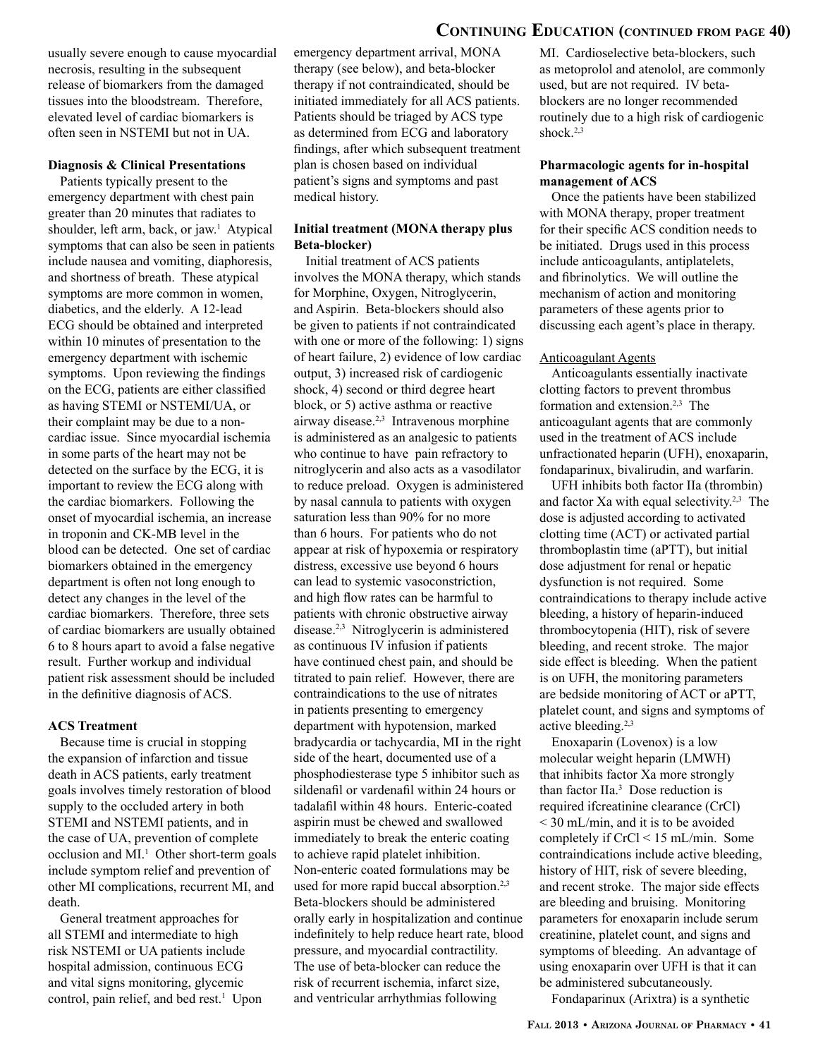usually severe enough to cause myocardial necrosis, resulting in the subsequent release of biomarkers from the damaged tissues into the bloodstream. Therefore, elevated level of cardiac biomarkers is often seen in NSTEMI but not in UA.

**Diagnosis & Clinical Presentations**

Patients typically present to the emergency department with chest pain greater than 20 minutes that radiates to shoulder, left arm, back, or jaw.[1] Atypical symptoms that can also be seen in patients include nausea and vomiting, diaphoresis, and shortness of breath. These atypical symptoms are more common in women, diabetics, and the elderly. A 12-lead ECG should be obtained and interpreted within 10 minutes of presentation to the emergency department with ischemic symptoms. Upon reviewing the findings on the ECG, patients are either classified as having STEMI or NSTEMI/UA, or their complaint may be due to a non-cardiac issue. Since myocardial ischemia in some parts of the heart may not be detected on the surface by the ECG, it is important to review the ECG along with the cardiac biomarkers. Following the onset of myocardial ischemia, an increase in troponin and CK-MB level in the blood can be detected. One set of cardiac biomarkers obtained in the emergency department is often not long enough to detect any changes in the level of the cardiac biomarkers. Therefore, three sets of cardiac biomarkers are usually obtained 6 to 8 hours apart to avoid a false negative result. Further workup and individual patient risk assessment should be included in the definitive diagnosis of ACS.

**ACS Treatment**

Because time is crucial in stopping the expansion of infarction and tissue death in ACS patients, early treatment goals involves timely restoration of blood supply to the occluded artery in both STEMI and NSTEMI patients, and in the case of UA, prevention of complete occlusion and MI.[1] Other short-term goals include symptom relief and prevention of other MI complications, recurrent MI, and death.

General treatment approaches for all STEMI and intermediate to high risk NSTEMI or UA patients include hospital admission, continuous ECG and vital signs monitoring, glycemic control, pain relief, and bed rest.[1] Upon emergency department arrival, MONA therapy (see below), and beta-blocker therapy if not contraindicated, should be initiated immediately for all ACS patients. Patients should be triaged by ACS type as determined from ECG and laboratory findings, after which subsequent treatment plan is chosen based on individual patient's signs and symptoms and past medical history.

**Initial treatment (MONA therapy plus Beta-blocker)**

Initial treatment of ACS patients involves the MONA therapy, which stands for Morphine, Oxygen, Nitroglycerin, and Aspirin. Beta-blockers should also be given to patients if not contraindicated with one or more of the following: 1) signs of heart failure, 2) evidence of low cardiac output, 3) increased risk of cardiogenic shock, 4) second or third degree heart block, or 5) active asthma or reactive airway disease.[2,3] Intravenous morphine is administered as an analgesic to patients who continue to have pain refractory to nitroglycerin and also acts as a vasodilator to reduce preload. Oxygen is administered by nasal cannula to patients with oxygen saturation less than 90% for no more than 6 hours. For patients who do not appear at risk of hypoxemia or respiratory distress, excessive use beyond 6 hours can lead to systemic vasoconstriction, and high flow rates can be harmful to patients with chronic obstructive airway disease.[2,3] Nitroglycerin is administered as continuous IV infusion if patients have continued chest pain, and should be titrated to pain relief. However, there are contraindications to the use of nitrates in patients presenting to emergency department with hypotension, marked bradycardia or tachycardia, MI in the right side of the heart, documented use of a phosphodiesterase type 5 inhibitor such as sildenafil or vardenafil within 24 hours or tadalafil within 48 hours. Enteric-coated aspirin must be chewed and swallowed immediately to break the enteric coating to achieve rapid platelet inhibition. Non-enteric coated formulations may be used for more rapid buccal absorption.[2,3] Beta-blockers should be administered orally early in hospitalization and continue indefinitely to help reduce heart rate, blood pressure, and myocardial contractility. The use of beta-blocker can reduce the risk of recurrent ischemia, infarct size, and ventricular arrhythmias following MI. Cardioselective beta-blockers, such as metoprolol and atenolol, are commonly used, but are not required. IV beta-blockers are no longer recommended routinely due to a high risk of cardiogenic shock.[2,3]

**Pharmacologic agents for in-hospital management of ACS**

Once the patients have been stabilized with MONA therapy, proper treatment for their specific ACS condition needs to be initiated. Drugs used in this process include anticoagulants, antiplatelets, and fibrinolytics. We will outline the mechanism of action and monitoring parameters of these agents prior to discussing each agent's place in therapy.

Anticoagulant Agents

Anticoagulants essentially inactivate clotting factors to prevent thrombus formation and extension.[2,3] The anticoagulant agents that are commonly used in the treatment of ACS include unfractionated heparin (UFH), enoxaparin, fondaparinux, bivalirudin, and warfarin.

UFH inhibits both factor IIa (thrombin) and factor Xa with equal selectivity.[2,3] The dose is adjusted according to activated clotting time (ACT) or activated partial thromboplastin time (aPTT), but initial dose adjustment for renal or hepatic dysfunction is not required. Some contraindications to therapy include active bleeding, a history of heparin-induced thrombocytopenia (HIT), risk of severe bleeding, and recent stroke. The major side effect is bleeding. When the patient is on UFH, the monitoring parameters are bedside monitoring of ACT or aPTT, platelet count, and signs and symptoms of active bleeding.[2,3]

Enoxaparin (Lovenox) is a low molecular weight heparin (LMWH) that inhibits factor Xa more strongly than factor IIa.[3] Dose reduction is required ifcreatinine clearance (CrCl) < 30 mL/min, and it is to be avoided completely if CrCl < 15 mL/min. Some contraindications include active bleeding, history of HIT, risk of severe bleeding, and recent stroke. The major side effects are bleeding and bruising. Monitoring parameters for enoxaparin include serum creatinine, platelet count, and signs and symptoms of bleeding. An advantage of using enoxaparin over UFH is that it can be administered subcutaneously.

Fondaparinux (Arixtra) is a synthetic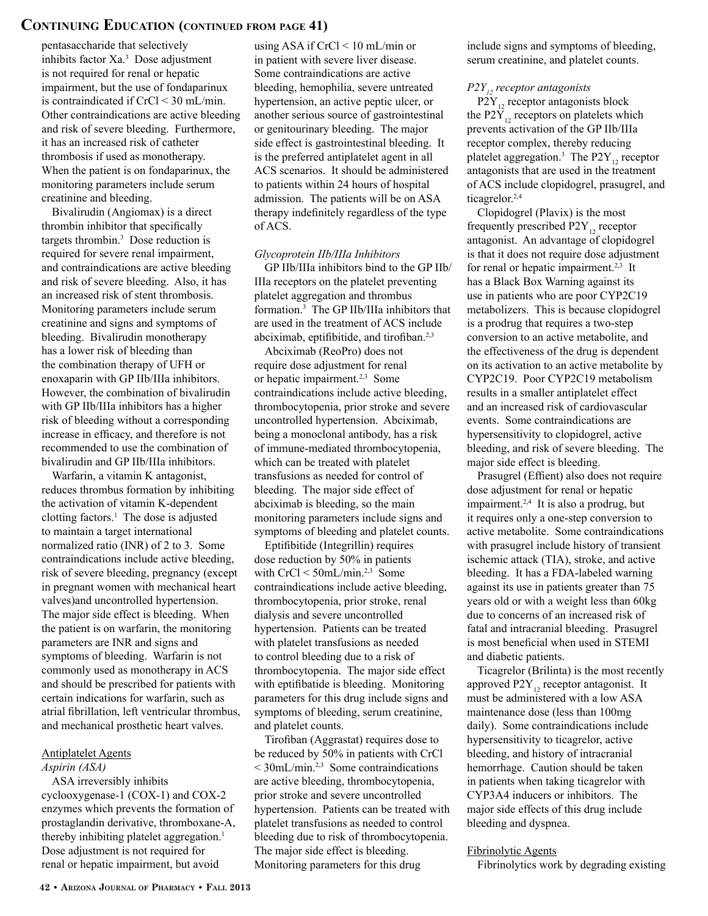pentasaccharide that selectively inhibits factor Xa.[3] Dose adjustment is not required for renal or hepatic impairment, but the use of fondaparinux is contraindicated if CrCl < 30 mL/min. Other contraindications are active bleeding and risk of severe bleeding. Furthermore, it has an increased risk of catheter thrombosis if used as monotherapy. When the patient is on fondaparinux, the monitoring parameters include serum creatinine and bleeding.

Bivalirudin (Angiomax) is a direct thrombin inhibitor that specifically targets thrombin.[3] Dose reduction is required for severe renal impairment, and contraindications are active bleeding and risk of severe bleeding. Also, it has an increased risk of stent thrombosis. Monitoring parameters include serum creatinine and signs and symptoms of bleeding. Bivalirudin monotherapy has a lower risk of bleeding than the combination therapy of UFH or enoxaparin with GP IIb/IIIa inhibitors. However, the combination of bivalirudin with GP IIb/IIIa inhibitors has a higher risk of bleeding without a corresponding increase in efficacy, and therefore is not recommended to use the combination of bivalirudin and GP IIb/IIIa inhibitors.

Warfarin, a vitamin K antagonist, reduces thrombus formation by inhibiting the activation of vitamin K-dependent clotting factors.[1] The dose is adjusted to maintain a target international normalized ratio (INR) of 2 to 3. Some contraindications include active bleeding, risk of severe bleeding, pregnancy (except in pregnant women with mechanical heart valves)and uncontrolled hypertension. The major side effect is bleeding. When the patient is on warfarin, the monitoring parameters are INR and signs and symptoms of bleeding. Warfarin is not commonly used as monotherapy in ACS and should be prescribed for patients with certain indications for warfarin, such as atrial fibrillation, left ventricular thrombus, and mechanical prosthetic heart valves.

## Antiplatelet Agents

### *Aspirin (ASA)*

ASA irreversibly inhibits cyclooxygenase-1 (COX-1) and COX-2 enzymes which prevents the formation of prostaglandin derivative, thromboxane-A, thereby inhibiting platelet aggregation.[1] Dose adjustment is not required for renal or hepatic impairment, but avoid using ASA if CrCl < 10 mL/min or in patient with severe liver disease. Some contraindications are active bleeding, hemophilia, severe untreated hypertension, an active peptic ulcer, or another serious source of gastrointestinal or genitourinary bleeding. The major side effect is gastrointestinal bleeding. It is the preferred antiplatelet agent in all ACS scenarios. It should be administered to patients within 24 hours of hospital admission. The patients will be on ASA therapy indefinitely regardless of the type of ACS.

### *Glycoprotein IIb/IIIa Inhibitors*

GP IIb/IIIa inhibitors bind to the GP IIb/IIIa receptors on the platelet preventing platelet aggregation and thrombus formation.[3] The GP IIb/IIIa inhibitors that are used in the treatment of ACS include abciximab, eptifibitide, and tirofiban.[2,3]

Abciximab (ReoPro) does not require dose adjustment for renal or hepatic impairment.[2,3] Some contraindications include active bleeding, thrombocytopenia, prior stroke and severe uncontrolled hypertension. Abciximab, being a monoclonal antibody, has a risk of immune-mediated thrombocytopenia, which can be treated with platelet transfusions as needed for control of bleeding. The major side effect of abciximab is bleeding, so the main monitoring parameters include signs and symptoms of bleeding and platelet counts.

Eptifibitide (Integrillin) requires dose reduction by 50% in patients with CrCl < 50mL/min.[2,3] Some contraindications include active bleeding, thrombocytopenia, prior stroke, renal dialysis and severe uncontrolled hypertension. Patients can be treated with platelet transfusions as needed to control bleeding due to a risk of thrombocytopenia. The major side effect with eptifibatide is bleeding. Monitoring parameters for this drug include signs and symptoms of bleeding, serum creatinine, and platelet counts.

Tirofiban (Aggrastat) requires dose to be reduced by 50% in patients with CrCl < 30mL/min.[2,3] Some contraindications are active bleeding, thrombocytopenia, prior stroke and severe uncontrolled hypertension. Patients can be treated with platelet transfusions as needed to control bleeding due to risk of thrombocytopenia. The major side effect is bleeding. Monitoring parameters for this drug include signs and symptoms of bleeding, serum creatinine, and platelet counts.

### *$P2Y_{12}$ receptor antagonists*

$P2Y_{12}$ receptor antagonists block the $P2Y_{12}$ receptors on platelets which prevents activation of the GP IIb/IIIa receptor complex, thereby reducing platelet aggregation.[3] The $P2Y_{12}$ receptor antagonists that are used in the treatment of ACS include clopidogrel, prasugrel, and ticagrelor.[2,4]

Clopidogrel (Plavix) is the most frequently prescribed $P2Y_{12}$ receptor antagonist. An advantage of clopidogrel is that it does not require dose adjustment for renal or hepatic impairment.[2,3] It has a Black Box Warning against its use in patients who are poor CYP2C19 metabolizers. This is because clopidogrel is a prodrug that requires a two-step conversion to an active metabolite, and the effectiveness of the drug is dependent on its activation to an active metabolite by CYP2C19. Poor CYP2C19 metabolism results in a smaller antiplatelet effect and an increased risk of cardiovascular events. Some contraindications are hypersensitivity to clopidogrel, active bleeding, and risk of severe bleeding. The major side effect is bleeding.

Prasugrel (Effient) also does not require dose adjustment for renal or hepatic impairment.[2,4] It is also a prodrug, but it requires only a one-step conversion to active metabolite. Some contraindications with prasugrel include history of transient ischemic attack (TIA), stroke, and active bleeding. It has a FDA-labeled warning against its use in patients greater than 75 years old or with a weight less than 60kg due to concerns of an increased risk of fatal and intracranial bleeding. Prasugrel is most beneficial when used in STEMI and diabetic patients.

Ticagrelor (Brilinta) is the most recently approved $P2Y_{12}$ receptor antagonist. It must be administered with a low ASA maintenance dose (less than 100mg daily). Some contraindications include hypersensitivity to ticagrelor, active bleeding, and history of intracranial hemorrhage. Caution should be taken in patients when taking ticagrelor with CYP3A4 inducers or inhibitors. The major side effects of this drug include bleeding and dyspnea.

## Fibrinolytic Agents

Fibrinolytics work by degrading existing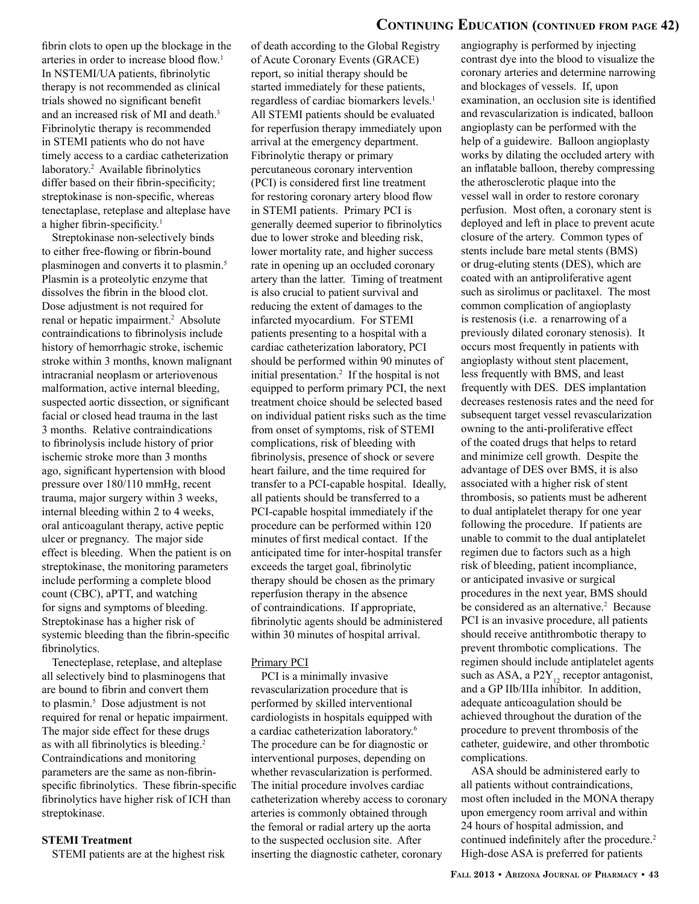fibrin clots to open up the blockage in the arteries in order to increase blood flow.[1] In NSTEMI/UA patients, fibrinolytic therapy is not recommended as clinical trials showed no significant benefit and an increased risk of MI and death.[3] Fibrinolytic therapy is recommended in STEMI patients who do not have timely access to a cardiac catheterization laboratory.[2] Available fibrinolytics differ based on their fibrin-specificity; streptokinase is non-specific, whereas tenectaplase, reteplase and alteplase have a higher fibrin-specificity.[1]

Streptokinase non-selectively binds to either free-flowing or fibrin-bound plasminogen and converts it to plasmin.[5] Plasmin is a proteolytic enzyme that dissolves the fibrin in the blood clot. Dose adjustment is not required for renal or hepatic impairment.[2] Absolute contraindications to fibrinolysis include history of hemorrhagic stroke, ischemic stroke within 3 months, known malignant intracranial neoplasm or arteriovenous malformation, active internal bleeding, suspected aortic dissection, or significant facial or closed head trauma in the last 3 months. Relative contraindications to fibrinolysis include history of prior ischemic stroke more than 3 months ago, significant hypertension with blood pressure over 180/110 mmHg, recent trauma, major surgery within 3 weeks, internal bleeding within 2 to 4 weeks, oral anticoagulant therapy, active peptic ulcer or pregnancy. The major side effect is bleeding. When the patient is on streptokinase, the monitoring parameters include performing a complete blood count (CBC), aPTT, and watching for signs and symptoms of bleeding. Streptokinase has a higher risk of systemic bleeding than the fibrin-specific fibrinolytics.

Tenecteplase, reteplase, and alteplase all selectively bind to plasminogens that are bound to fibrin and convert them to plasmin.[5] Dose adjustment is not required for renal or hepatic impairment. The major side effect for these drugs as with all fibrinolytics is bleeding.[2] Contraindications and monitoring parameters are the same as non-fibrin-specific fibrinolytics. These fibrin-specific fibrinolytics have higher risk of ICH than streptokinase.

**STEMI Treatment**

STEMI patients are at the highest risk of death according to the Global Registry of Acute Coronary Events (GRACE) report, so initial therapy should be started immediately for these patients, regardless of cardiac biomarkers levels.[1] All STEMI patients should be evaluated for reperfusion therapy immediately upon arrival at the emergency department. Fibrinolytic therapy or primary percutaneous coronary intervention (PCI) is considered first line treatment for restoring coronary artery blood flow in STEMI patients. Primary PCI is generally deemed superior to fibrinolytics due to lower stroke and bleeding risk, lower mortality rate, and higher success rate in opening up an occluded coronary artery than the latter. Timing of treatment is also crucial to patient survival and reducing the extent of damages to the infarcted myocardium. For STEMI patients presenting to a hospital with a cardiac catheterization laboratory, PCI should be performed within 90 minutes of initial presentation.[2] If the hospital is not equipped to perform primary PCI, the next treatment choice should be selected based on individual patient risks such as the time from onset of symptoms, risk of STEMI complications, risk of bleeding with fibrinolysis, presence of shock or severe heart failure, and the time required for transfer to a PCI-capable hospital. Ideally, all patients should be transferred to a PCI-capable hospital immediately if the procedure can be performed within 120 minutes of first medical contact. If the anticipated time for inter-hospital transfer exceeds the target goal, fibrinolytic therapy should be chosen as the primary reperfusion therapy in the absence of contraindications. If appropriate, fibrinolytic agents should be administered within 30 minutes of hospital arrival.

Primary PCI

PCI is a minimally invasive revascularization procedure that is performed by skilled interventional cardiologists in hospitals equipped with a cardiac catheterization laboratory.[6] The procedure can be for diagnostic or interventional purposes, depending on whether revascularization is performed. The initial procedure involves cardiac catheterization whereby access to coronary arteries is commonly obtained through the femoral or radial artery up the aorta to the suspected occlusion site. After inserting the diagnostic catheter, coronary angiography is performed by injecting contrast dye into the blood to visualize the coronary arteries and determine narrowing and blockages of vessels. If, upon examination, an occlusion site is identified and revascularization is indicated, balloon angioplasty can be performed with the help of a guidewire. Balloon angioplasty works by dilating the occluded artery with an inflatable balloon, thereby compressing the atherosclerotic plaque into the vessel wall in order to restore coronary perfusion. Most often, a coronary stent is deployed and left in place to prevent acute closure of the artery. Common types of stents include bare metal stents (BMS) or drug-eluting stents (DES), which are coated with an antiproliferative agent such as sirolimus or paclitaxel. The most common complication of angioplasty is restenosis (i.e. a renarrowing of a previously dilated coronary stenosis). It occurs most frequently in patients with angioplasty without stent placement, less frequently with BMS, and least frequently with DES. DES implantation decreases restenosis rates and the need for subsequent target vessel revascularization owning to the anti-proliferative effect of the coated drugs that helps to retard and minimize cell growth. Despite the advantage of DES over BMS, it is also associated with a higher risk of stent thrombosis, so patients must be adherent to dual antiplatelet therapy for one year following the procedure. If patients are unable to commit to the dual antiplatelet regimen due to factors such as a high risk of bleeding, patient incompliance, or anticipated invasive or surgical procedures in the next year, BMS should be considered as an alternative.[2] Because PCI is an invasive procedure, all patients should receive antithrombotic therapy to prevent thrombotic complications. The regimen should include antiplatelet agents such as ASA, a $P2Y_{12}$ receptor antagonist, and a GP IIb/IIIa inhibitor. In addition, adequate anticoagulation should be achieved throughout the duration of the procedure to prevent thrombosis of the catheter, guidewire, and other thrombotic complications.

ASA should be administered early to all patients without contraindications, most often included in the MONA therapy upon emergency room arrival and within 24 hours of hospital admission, and continued indefinitely after the procedure.[2] High-dose ASA is preferred for patients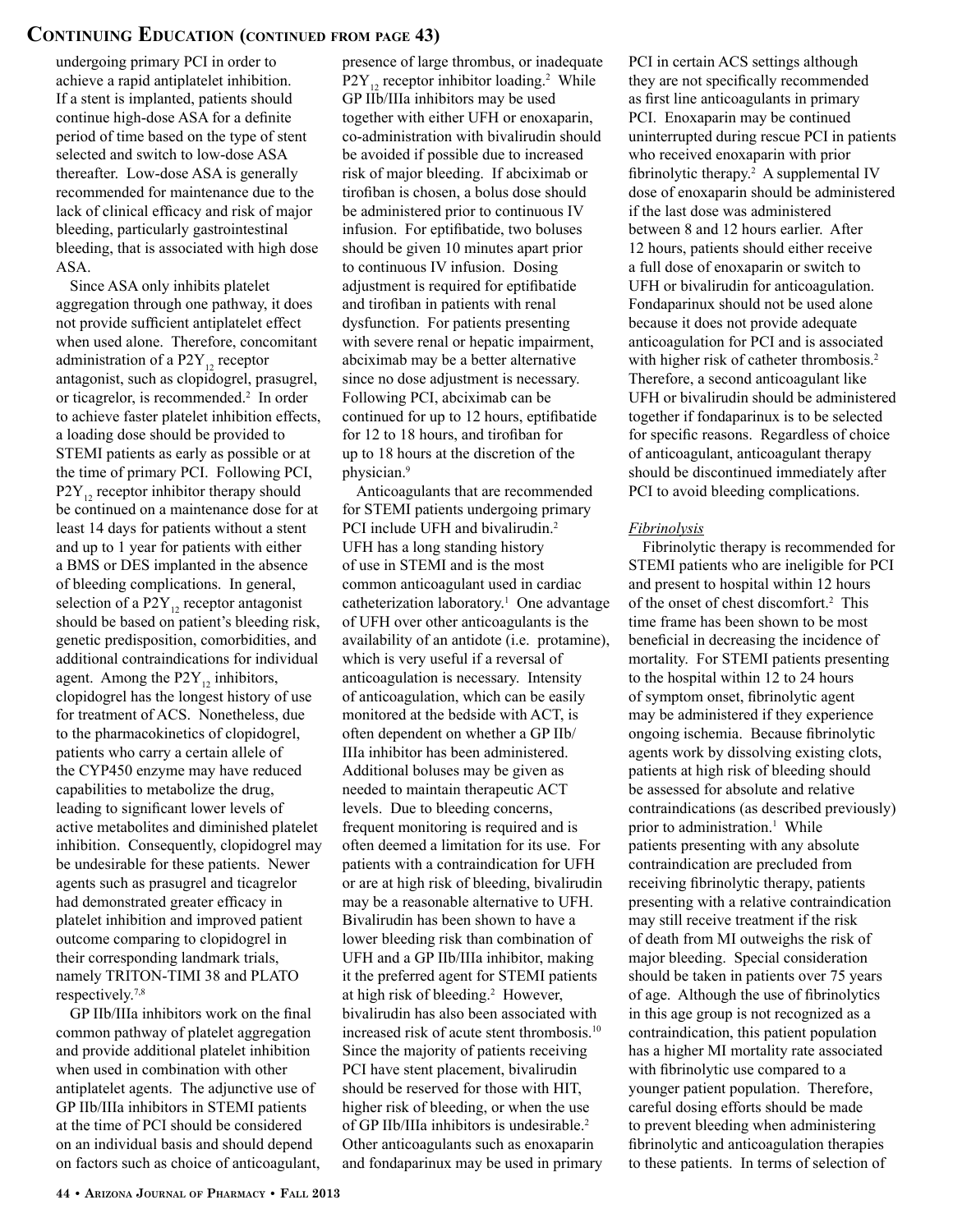undergoing primary PCI in order to achieve a rapid antiplatelet inhibition. If a stent is implanted, patients should continue high-dose ASA for a definite period of time based on the type of stent selected and switch to low-dose ASA thereafter. Low-dose ASA is generally recommended for maintenance due to the lack of clinical efficacy and risk of major bleeding, particularly gastrointestinal bleeding, that is associated with high dose ASA.

Since ASA only inhibits platelet aggregation through one pathway, it does not provide sufficient antiplatelet effect when used alone. Therefore, concomitant administration of a $P2Y_{12}$ receptor antagonist, such as clopidogrel, prasugrel, or ticagrelor, is recommended.[2] In order to achieve faster platelet inhibition effects, a loading dose should be provided to STEMI patients as early as possible or at the time of primary PCI. Following PCI, $P2Y_{12}$ receptor inhibitor therapy should be continued on a maintenance dose for at least 14 days for patients without a stent and up to 1 year for patients with either a BMS or DES implanted in the absence of bleeding complications. In general, selection of a $P2Y_{12}$ receptor antagonist should be based on patient's bleeding risk, genetic predisposition, comorbidities, and additional contraindications for individual agent. Among the $P2Y_{12}$ inhibitors, clopidogrel has the longest history of use for treatment of ACS. Nonetheless, due to the pharmacokinetics of clopidogrel, patients who carry a certain allele of the CYP450 enzyme may have reduced capabilities to metabolize the drug, leading to significant lower levels of active metabolites and diminished platelet inhibition. Consequently, clopidogrel may be undesirable for these patients. Newer agents such as prasugrel and ticagrelor had demonstrated greater efficacy in platelet inhibition and improved patient outcome comparing to clopidogrel in their corresponding landmark trials, namely TRITON-TIMI 38 and PLATO respectively.[7,8]

GP IIb/IIIa inhibitors work on the final common pathway of platelet aggregation and provide additional platelet inhibition when used in combination with other antiplatelet agents. The adjunctive use of GP IIb/IIIa inhibitors in STEMI patients at the time of PCI should be considered on an individual basis and should depend on factors such as choice of anticoagulant, presence of large thrombus, or inadequate $P2Y_{12}$ receptor inhibitor loading.[2] While GP IIb/IIIa inhibitors may be used together with either UFH or enoxaparin, co-administration with bivalirudin should be avoided if possible due to increased risk of major bleeding. If abciximab or tirofiban is chosen, a bolus dose should be administered prior to continuous IV infusion. For eptifibatide, two boluses should be given 10 minutes apart prior to continuous IV infusion. Dosing adjustment is required for eptifibatide and tirofiban in patients with renal dysfunction. For patients presenting with severe renal or hepatic impairment, abciximab may be a better alternative since no dose adjustment is necessary. Following PCI, abciximab can be continued for up to 12 hours, eptifibatide for 12 to 18 hours, and tirofiban for up to 18 hours at the discretion of the physician.[9]

Anticoagulants that are recommended for STEMI patients undergoing primary PCI include UFH and bivalirudin.[2] UFH has a long standing history of use in STEMI and is the most common anticoagulant used in cardiac catheterization laboratory.[1] One advantage of UFH over other anticoagulants is the availability of an antidote (i.e. protamine), which is very useful if a reversal of anticoagulation is necessary. Intensity of anticoagulation, which can be easily monitored at the bedside with ACT, is often dependent on whether a GP IIb/IIIa inhibitor has been administered. Additional boluses may be given as needed to maintain therapeutic ACT levels. Due to bleeding concerns, frequent monitoring is required and is often deemed a limitation for its use. For patients with a contraindication for UFH or are at high risk of bleeding, bivalirudin may be a reasonable alternative to UFH. Bivalirudin has been shown to have a lower bleeding risk than combination of UFH and a GP IIb/IIIa inhibitor, making it the preferred agent for STEMI patients at high risk of bleeding.[2] However, bivalirudin has also been associated with increased risk of acute stent thrombosis.[10] Since the majority of patients receiving PCI have stent placement, bivalirudin should be reserved for those with HIT, higher risk of bleeding, or when the use of GP IIb/IIIa inhibitors is undesirable.[2] Other anticoagulants such as enoxaparin and fondaparinux may be used in primary PCI in certain ACS settings although they are not specifically recommended as first line anticoagulants in primary PCI. Enoxaparin may be continued uninterrupted during rescue PCI in patients who received enoxaparin with prior fibrinolytic therapy.[2] A supplemental IV dose of enoxaparin should be administered if the last dose was administered between 8 and 12 hours earlier. After 12 hours, patients should either receive a full dose of enoxaparin or switch to UFH or bivalirudin for anticoagulation. Fondaparinux should not be used alone because it does not provide adequate anticoagulation for PCI and is associated with higher risk of catheter thrombosis.[2] Therefore, a second anticoagulant like UFH or bivalirudin should be administered together if fondaparinux is to be selected for specific reasons. Regardless of choice of anticoagulant, anticoagulant therapy should be discontinued immediately after PCI to avoid bleeding complications.

### *Fibrinolysis*

Fibrinolytic therapy is recommended for STEMI patients who are ineligible for PCI and present to hospital within 12 hours of the onset of chest discomfort.[2] This time frame has been shown to be most beneficial in decreasing the incidence of mortality. For STEMI patients presenting to the hospital within 12 to 24 hours of symptom onset, fibrinolytic agent may be administered if they experience ongoing ischemia. Because fibrinolytic agents work by dissolving existing clots, patients at high risk of bleeding should be assessed for absolute and relative contraindications (as described previously) prior to administration.[1] While patients presenting with any absolute contraindication are precluded from receiving fibrinolytic therapy, patients presenting with a relative contraindication may still receive treatment if the risk of death from MI outweighs the risk of major bleeding. Special consideration should be taken in patients over 75 years of age. Although the use of fibrinolytics in this age group is not recognized as a contraindication, this patient population has a higher MI mortality rate associated with fibrinolytic use compared to a younger patient population. Therefore, careful dosing efforts should be made to prevent bleeding when administering fibrinolytic and anticoagulation therapies to these patients. In terms of selection of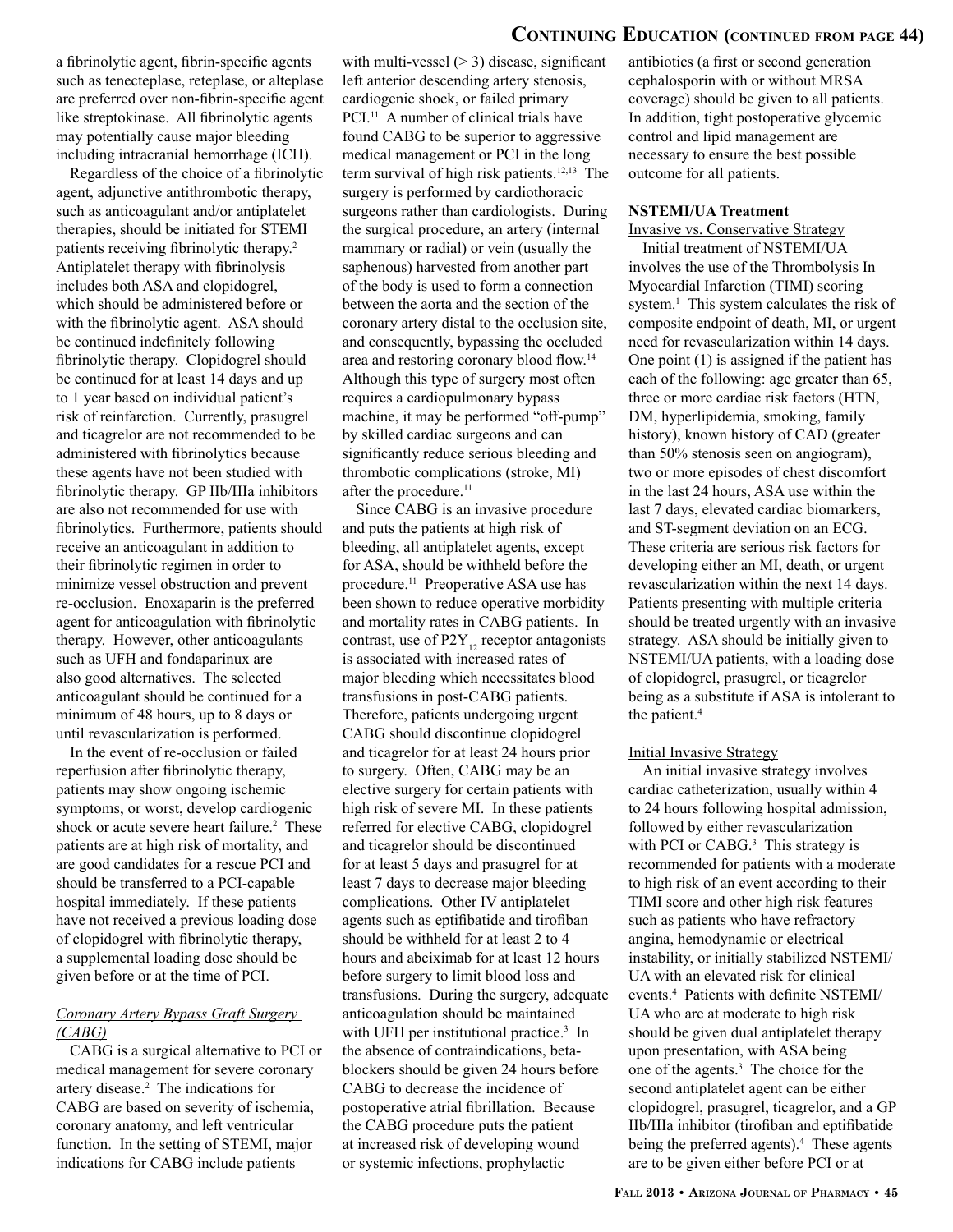a fibrinolytic agent, fibrin-specific agents such as tenecteplase, reteplase, or alteplase are preferred over non-fibrin-specific agent like streptokinase. All fibrinolytic agents may potentially cause major bleeding including intracranial hemorrhage (ICH).

Regardless of the choice of a fibrinolytic agent, adjunctive antithrombotic therapy, such as anticoagulant and/or antiplatelet therapies, should be initiated for STEMI patients receiving fibrinolytic therapy.[2] Antiplatelet therapy with fibrinolysis includes both ASA and clopidogrel, which should be administered before or with the fibrinolytic agent. ASA should be continued indefinitely following fibrinolytic therapy. Clopidogrel should be continued for at least 14 days and up to 1 year based on individual patient's risk of reinfarction. Currently, prasugrel and ticagrelor are not recommended to be administered with fibrinolytics because these agents have not been studied with fibrinolytic therapy. GP IIb/IIIa inhibitors are also not recommended for use with fibrinolytics. Furthermore, patients should receive an anticoagulant in addition to their fibrinolytic regimen in order to minimize vessel obstruction and prevent re-occlusion. Enoxaparin is the preferred agent for anticoagulation with fibrinolytic therapy. However, other anticoagulants such as UFH and fondaparinux are also good alternatives. The selected anticoagulant should be continued for a minimum of 48 hours, up to 8 days or until revascularization is performed.

In the event of re-occlusion or failed reperfusion after fibrinolytic therapy, patients may show ongoing ischemic symptoms, or worst, develop cardiogenic shock or acute severe heart failure.[2] These patients are at high risk of mortality, and are good candidates for a rescue PCI and should be transferred to a PCI-capable hospital immediately. If these patients have not received a previous loading dose of clopidogrel with fibrinolytic therapy, a supplemental loading dose should be given before or at the time of PCI.

*Coronary Artery Bypass Graft Surgery (CABG)*

CABG is a surgical alternative to PCI or medical management for severe coronary artery disease.[2] The indications for CABG are based on severity of ischemia, coronary anatomy, and left ventricular function. In the setting of STEMI, major indications for CABG include patients with multi-vessel (> 3) disease, significant left anterior descending artery stenosis, cardiogenic shock, or failed primary PCI.[11] A number of clinical trials have found CABG to be superior to aggressive medical management or PCI in the long term survival of high risk patients.[12,13] The surgery is performed by cardiothoracic surgeons rather than cardiologists. During the surgical procedure, an artery (internal mammary or radial) or vein (usually the saphenous) harvested from another part of the body is used to form a connection between the aorta and the section of the coronary artery distal to the occlusion site, and consequently, bypassing the occluded area and restoring coronary blood flow.[14] Although this type of surgery most often requires a cardiopulmonary bypass machine, it may be performed "off-pump" by skilled cardiac surgeons and can significantly reduce serious bleeding and thrombotic complications (stroke, MI) after the procedure.[11]

Since CABG is an invasive procedure and puts the patients at high risk of bleeding, all antiplatelet agents, except for ASA, should be withheld before the procedure.[11] Preoperative ASA use has been shown to reduce operative morbidity and mortality rates in CABG patients. In contrast, use of $P2Y_{12}$ receptor antagonists is associated with increased rates of major bleeding which necessitates blood transfusions in post-CABG patients. Therefore, patients undergoing urgent CABG should discontinue clopidogrel and ticagrelor for at least 24 hours prior to surgery. Often, CABG may be an elective surgery for certain patients with high risk of severe MI. In these patients referred for elective CABG, clopidogrel and ticagrelor should be discontinued for at least 5 days and prasugrel for at least 7 days to decrease major bleeding complications. Other IV antiplatelet agents such as eptifibatide and tirofiban should be withheld for at least 2 to 4 hours and abciximab for at least 12 hours before surgery to limit blood loss and transfusions. During the surgery, adequate anticoagulation should be maintained with UFH per institutional practice.[3] In the absence of contraindications, beta-blockers should be given 24 hours before CABG to decrease the incidence of postoperative atrial fibrillation. Because the CABG procedure puts the patient at increased risk of developing wound or systemic infections, prophylactic antibiotics (a first or second generation cephalosporin with or without MRSA coverage) should be given to all patients. In addition, tight postoperative glycemic control and lipid management are necessary to ensure the best possible outcome for all patients.

**NSTEMI/UA Treatment**

Invasive vs. Conservative Strategy

Initial treatment of NSTEMI/UA involves the use of the Thrombolysis In Myocardial Infarction (TIMI) scoring system.[1] This system calculates the risk of composite endpoint of death, MI, or urgent need for revascularization within 14 days. One point (1) is assigned if the patient has each of the following: age greater than 65, three or more cardiac risk factors (HTN, DM, hyperlipidemia, smoking, family history), known history of CAD (greater than 50% stenosis seen on angiogram), two or more episodes of chest discomfort in the last 24 hours, ASA use within the last 7 days, elevated cardiac biomarkers, and ST-segment deviation on an ECG. These criteria are serious risk factors for developing either an MI, death, or urgent revascularization within the next 14 days. Patients presenting with multiple criteria should be treated urgently with an invasive strategy. ASA should be initially given to NSTEMI/UA patients, with a loading dose of clopidogrel, prasugrel, or ticagrelor being as a substitute if ASA is intolerant to the patient.[4]

Initial Invasive Strategy

An initial invasive strategy involves cardiac catheterization, usually within 4 to 24 hours following hospital admission, followed by either revascularization with PCI or CABG.[3] This strategy is recommended for patients with a moderate to high risk of an event according to their TIMI score and other high risk features such as patients who have refractory angina, hemodynamic or electrical instability, or initially stabilized NSTEMI/UA with an elevated risk for clinical events.[4] Patients with definite NSTEMI/UA who are at moderate to high risk should be given dual antiplatelet therapy upon presentation, with ASA being one of the agents.[3] The choice for the second antiplatelet agent can be either clopidogrel, prasugrel, ticagrelor, and a GP IIb/IIIa inhibitor (tirofiban and eptifibatide being the preferred agents).[4] These agents are to be given either before PCI or at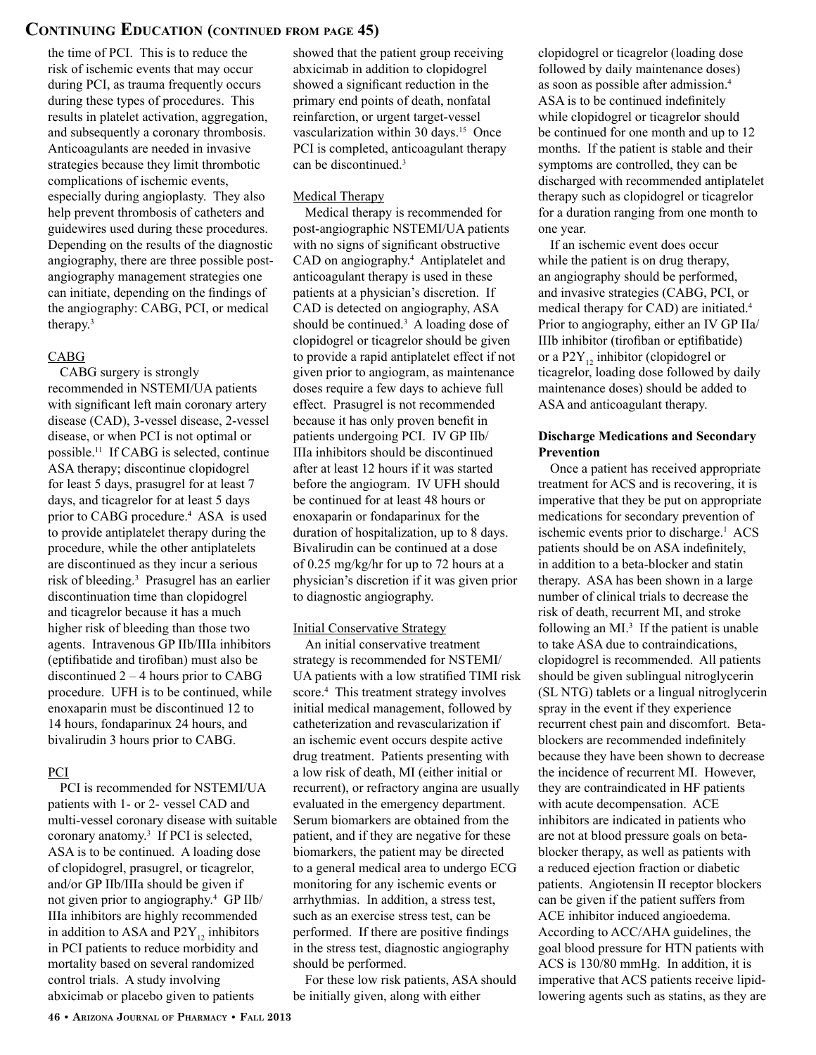the time of PCI. This is to reduce the risk of ischemic events that may occur during PCI, as trauma frequently occurs during these types of procedures. This results in platelet activation, aggregation, and subsequently a coronary thrombosis. Anticoagulants are needed in invasive strategies because they limit thrombotic complications of ischemic events, especially during angioplasty. They also help prevent thrombosis of catheters and guidewires used during these procedures. Depending on the results of the diagnostic angiography, there are three possible post-angiography management strategies one can initiate, depending on the findings of the angiography: CABG, PCI, or medical therapy.[3]

CABG

CABG surgery is strongly recommended in NSTEMI/UA patients with significant left main coronary artery disease (CAD), 3-vessel disease, 2-vessel disease, or when PCI is not optimal or possible.[11] If CABG is selected, continue ASA therapy; discontinue clopidogrel for least 5 days, prasugrel for at least 7 days, and ticagrelor for at least 5 days prior to CABG procedure.[4] ASA is used to provide antiplatelet therapy during the procedure, while the other antiplatelets are discontinued as they incur a serious risk of bleeding.[3] Prasugrel has an earlier discontinuation time than clopidogrel and ticagrelor because it has a much higher risk of bleeding than those two agents. Intravenous GP IIb/IIIa inhibitors (eptifibatide and tirofiban) must also be discontinued 2 – 4 hours prior to CABG procedure. UFH is to be continued, while enoxaparin must be discontinued 12 to 14 hours, fondaparinux 24 hours, and bivalirudin 3 hours prior to CABG.

PCI

PCI is recommended for NSTEMI/UA patients with 1- or 2- vessel CAD and multi-vessel coronary disease with suitable coronary anatomy.[3] If PCI is selected, ASA is to be continued. A loading dose of clopidogrel, prasugrel, or ticagrelor, and/or GP IIb/IIIa should be given if not given prior to angiography.[4] GP IIb/IIIa inhibitors are highly recommended in addition to ASA and $P2Y_{12}$ inhibitors in PCI patients to reduce morbidity and mortality based on several randomized control trials. A study involving abxicimab or placebo given to patients showed that the patient group receiving abxicimab in addition to clopidogrel showed a significant reduction in the primary end points of death, nonfatal reinfarction, or urgent target-vessel vascularization within 30 days.[15] Once PCI is completed, anticoagulant therapy can be discontinued.[3]

Medical Therapy

Medical therapy is recommended for post-angiographic NSTEMI/UA patients with no signs of significant obstructive CAD on angiography.[4] Antiplatelet and anticoagulant therapy is used in these patients at a physician's discretion. If CAD is detected on angiography, ASA should be continued.[3] A loading dose of clopidogrel or ticagrelor should be given to provide a rapid antiplatelet effect if not given prior to angiogram, as maintenance doses require a few days to achieve full effect. Prasugrel is not recommended because it has only proven benefit in patients undergoing PCI. IV GP IIb/IIIa inhibitors should be discontinued after at least 12 hours if it was started before the angiogram. IV UFH should be continued for at least 48 hours or enoxaparin or fondaparinux for the duration of hospitalization, up to 8 days. Bivalirudin can be continued at a dose of 0.25 mg/kg/hr for up to 72 hours at a physician's discretion if it was given prior to diagnostic angiography.

Initial Conservative Strategy

An initial conservative treatment strategy is recommended for NSTEMI/UA patients with a low stratified TIMI risk score.[4] This treatment strategy involves initial medical management, followed by catheterization and revascularization if an ischemic event occurs despite active drug treatment. Patients presenting with a low risk of death, MI (either initial or recurrent), or refractory angina are usually evaluated in the emergency department. Serum biomarkers are obtained from the patient, and if they are negative for these biomarkers, the patient may be directed to a general medical area to undergo ECG monitoring for any ischemic events or arrhythmias. In addition, a stress test, such as an exercise stress test, can be performed. If there are positive findings in the stress test, diagnostic angiography should be performed.

For these low risk patients, ASA should be initially given, along with either clopidogrel or ticagrelor (loading dose followed by daily maintenance doses) as soon as possible after admission.[4] ASA is to be continued indefinitely while clopidogrel or ticagrelor should be continued for one month and up to 12 months. If the patient is stable and their symptoms are controlled, they can be discharged with recommended antiplatelet therapy such as clopidogrel or ticagrelor for a duration ranging from one month to one year.

If an ischemic event does occur while the patient is on drug therapy, an angiography should be performed, and invasive strategies (CABG, PCI, or medical therapy for CAD) are initiated.[4] Prior to angiography, either an IV GP IIa/IIIb inhibitor (tirofiban or eptifibatide) or a $P2Y_{12}$ inhibitor (clopidogrel or ticagrelor, loading dose followed by daily maintenance doses) should be added to ASA and anticoagulant therapy.

**Discharge Medications and Secondary Prevention**

Once a patient has received appropriate treatment for ACS and is recovering, it is imperative that they be put on appropriate medications for secondary prevention of ischemic events prior to discharge.[1] ACS patients should be on ASA indefinitely, in addition to a beta-blocker and statin therapy. ASA has been shown in a large number of clinical trials to decrease the risk of death, recurrent MI, and stroke following an MI.[3] If the patient is unable to take ASA due to contraindications, clopidogrel is recommended. All patients should be given sublingual nitroglycerin (SL NTG) tablets or a lingual nitroglycerin spray in the event if they experience recurrent chest pain and discomfort. Beta-blockers are recommended indefinitely because they have been shown to decrease the incidence of recurrent MI. However, they are contraindicated in HF patients with acute decompensation. ACE inhibitors are indicated in patients who are not at blood pressure goals on beta-blocker therapy, as well as patients with a reduced ejection fraction or diabetic patients. Angiotensin II receptor blockers can be given if the patient suffers from ACE inhibitor induced angioedema. According to ACC/AHA guidelines, the goal blood pressure for HTN patients with ACS is 130/80 mmHg. In addition, it is imperative that ACS patients receive lipid-lowering agents such as statins, as they are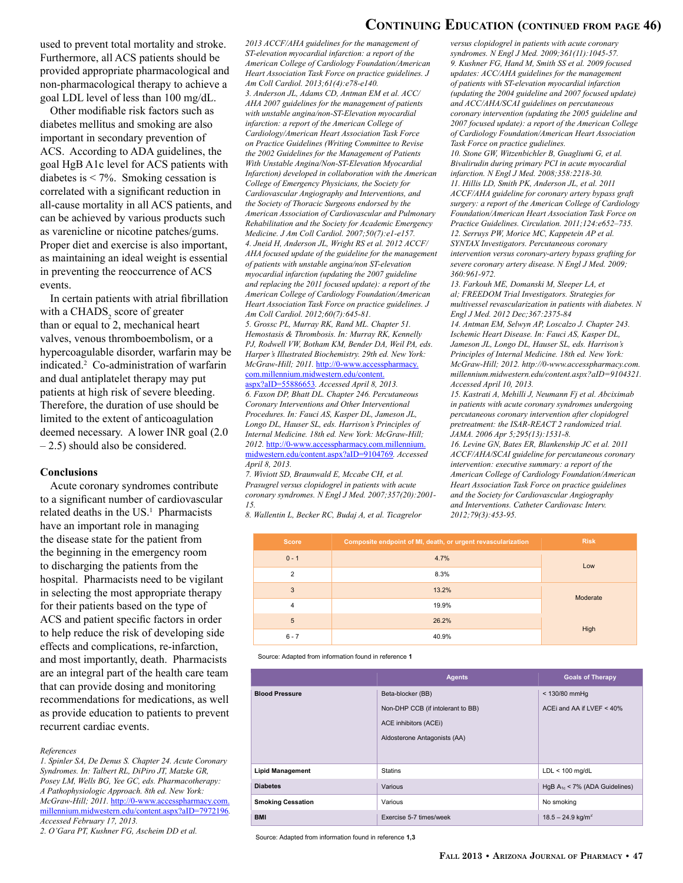used to prevent total mortality and stroke. Furthermore, all ACS patients should be provided appropriate pharmacological and non-pharmacological therapy to achieve a goal LDL level of less than 100 mg/dL.

Other modifiable risk factors such as diabetes mellitus and smoking are also important in secondary prevention of ACS. According to ADA guidelines, the goal HgB A1c level for ACS patients with diabetes is < 7%. Smoking cessation is correlated with a significant reduction in all-cause mortality in all ACS patients, and can be achieved by various products such as varenicline or nicotine patches/gums. Proper diet and exercise is also important, as maintaining an ideal weight is essential in preventing the reoccurrence of ACS events.

In certain patients with atrial fibrillation with a $CHADS_2$ score of greater than or equal to 2, mechanical heart valves, venous thromboembolism, or a hypercoagulable disorder, warfarin may be indicated.[2] Co-administration of warfarin and dual antiplatelet therapy may put patients at high risk of severe bleeding. Therefore, the duration of use should be limited to the extent of anticoagulation deemed necessary. A lower INR goal (2.0 – 2.5) should also be considered.

## Conclusions

Acute coronary syndromes contribute to a significant number of cardiovascular related deaths in the US.[1] Pharmacists have an important role in managing the disease state for the patient from the beginning in the emergency room to discharging the patients from the hospital. Pharmacists need to be vigilant in selecting the most appropriate therapy for their patients based on the type of ACS and patient specific factors in order to help reduce the risk of developing side effects and complications, re-infarction, and most importantly, death. Pharmacists are an integral part of the health care team that can provide dosing and monitoring recommendations for medications, as well as provide education to patients to prevent recurrent cardiac events.

*References*

1. *Spinler SA, De Denus S. Chapter 24. Acute Coronary Syndromes. In: Talbert RL, DiPiro JT, Matzke GR, Posey LM, Wells BG, Yee GC, eds. Pharmacotherapy: A Pathophysiologic Approach. 8th ed. New York: McGraw-Hill; 2011.* http://0-www.accesspharmacy.com.millennium.midwestern.edu/content.aspx?aID=7972196. *Accessed February 17, 2013.*
2. *O'Gara PT, Kushner FG, Ascheim DD et al. 2013 ACCF/AHA guidelines for the management of ST-elevation myocardial infarction: a report of the American College of Cardiology Foundation/American Heart Association Task Force on practice guidelines. J Am Coll Cardiol. 2013;61(4):e78-e140.*
3. *Anderson JL, Adams CD, Antman EM et al. ACC/AHA 2007 guidelines for the management of patients with unstable angina/non-ST-Elevation myocardial infarction: a report of the American College of Cardiology/American Heart Association Task Force on Practice Guidelines (Writing Committee to Revise the 2002 Guidelines for the Management of Patients With Unstable Angina/Non-ST-Elevation Myocardial Infarction) developed in collaboration with the American College of Emergency Physicians, the Society for Cardiovascular Angiography and Interventions, and the Society of Thoracic Surgeons endorsed by the American Association of Cardiovascular and Pulmonary Rehabilitation and the Society for Academic Emergency Medicine. J Am Coll Cardiol. 2007;50(7):e1-e157.*
4. *Jneid H, Anderson JL, Wright RS et al. 2012 ACCF/AHA focused update of the guideline for the management of patients with unstable angina/non ST-elevation myocardial infarction (updating the 2007 guideline and replacing the 2011 focused update): a report of the American College of Cardiology Foundation/American Heart Association Task Force on practice guidelines. J Am Coll Cardiol. 2012;60(7):645-81.*
5. *Grossc PL, Murray RK, Rand ML. Chapter 51. Hemostasis & Thrombosis. In: Murray RK, Kennelly PJ, Rodwell VW, Botham KM, Bender DA, Weil PA, eds. Harper's Illustrated Biochemistry. 29th ed. New York: McGraw-Hill; 2011.* http://0-www.accesspharmacy.com.millennium.midwestern.edu/content.aspx?aID=55886653. *Accessed April 8, 2013.*
6. *Faxon DP, Bhatt DL. Chapter 246. Percutaneous Coronary Interventions and Other Interventional Procedures. In: Fauci AS, Kasper DL, Jameson JL, Longo DL, Hauser SL, eds. Harrison's Principles of Internal Medicine. 18th ed. New York: McGraw-Hill; 2012.* http://0-www.accesspharmacy.com.millennium.midwestern.edu/content.aspx?aID=9104769. *Accessed April 8, 2013.*
7. *Wiviott SD, Braunwald E, Mccabe CH, et al. Prasugrel versus clopidogrel in patients with acute coronary syndromes. N Engl J Med. 2007;357(20):2001-15.*
8. *Wallentin L, Becker RC, Budaj A, et al. Ticagrelor versus clopidogrel in patients with acute coronary syndromes. N Engl J Med. 2009;361(11):1045-57.*
9. *Kushner FG, Hand M, Smith SS et al. 2009 focused updates: ACC/AHA guidelines for the management of patients with ST-elevation myocardial infarction (updating the 2004 guideline and 2007 focused update) and ACC/AHA/SCAI guidelines on percutaneous coronary intervention (updating the 2005 guideline and 2007 focused update): a report of the American College of Cardiology Foundation/American Heart Association Task Force on practice gudielines.*
10. *Stone GW, Witzenbichler B, Guagliumi G, et al. Bivalirudin during primary PCI in acute myocardial infarction. N Engl J Med. 2008;358:2218-30.*
11. *Hillis LD, Smith PK, Anderson JL, et al. 2011 ACCF/AHA guideline for coronary artery bypass graft surgery: a report of the American College of Cardiology Foundation/American Heart Association Task Force on Practice Guidelines. Circulation. 2011;124:e652–735.*
12. *Serruys PW, Morice MC, Kappetein AP et al. SYNTAX Investigators. Percutaneous coronary intervention versus coronary-artery bypass grafting for severe coronary artery disease. N Engl J Med. 2009; 360:961-972.*
13. *Farkouh ME, Domanski M, Sleeper LA, et al; FREEDOM Trial Investigators. Strategies for multivessel revascularization in patients with diabetes. N Engl J Med. 2012 Dec;367:2375-84*
14. *Antman EM, Selwyn AP, Loscalzo J. Chapter 243. Ischemic Heart Disease. In: Fauci AS, Kasper DL, Jameson JL, Longo DL, Hauser SL, eds. Harrison's Principles of Internal Medicine. 18th ed. New York: McGraw-Hill; 2012. http://0-www.accesspharmacy.com.millennium.midwestern.edu/content.aspx?aID=9104321. Accessed April 10, 2013.*
15. *Kastrati A, Mehilli J, Neumann Fj et al. Abciximab in patients with acute coronary syndromes undergoing percutaneous coronary intervention after clopidogrel pretreatment: the ISAR-REACT 2 randomized trial. JAMA. 2006 Apr 5;295(13):1531-8.*
16. *Levine GN, Bates ER, Blankenship JC et al. 2011 ACCF/AHA/SCAI guideline for percutaneous coronary intervention: executive summary: a report of the American College of Cardiology Foundation/American Heart Association Task Force on practice guidelines and the Society for Cardiovascular Angiography and Interventions. Catheter Cardiovasc Interv. 2012;79(3):453-95.*

| Score | Composite endpoint of MI, death, or urgent revascularization | Risk |
|---|---|---|
| 0 - 1 | 4.7% | Low |
| 2 | 8.3% | |
| 3 | 13.2% | Moderate |
| 4 | 19.9% | |
| 5 | 26.2% | High |
| 6 - 7 | 40.9% | |

Source: Adapted from information found in reference **1**

| | Agents | Goals of Therapy |
|---|---|---|
| **Blood Pressure** | Beta-blocker (BB)<br>Non-DHP CCB (if intolerant to BB)<br>ACE inhibitors (ACEi)<br>Aldosterone Antagonists (AA) | < 130/80 mmHg<br>ACEi and AA if LVEF < 40% |
| **Lipid Management** | Statins | LDL < 100 mg/dL |
| **Diabetes** | Various | HgB $A_{1c}$ < 7% (ADA Guidelines) |
| **Smoking Cessation** | Various | No smoking |
| **BMI** | Exercise 5-7 times/week | 18.5 – 24.9 kg/m$^2$ |

Source: Adapted from information found in reference **1,3**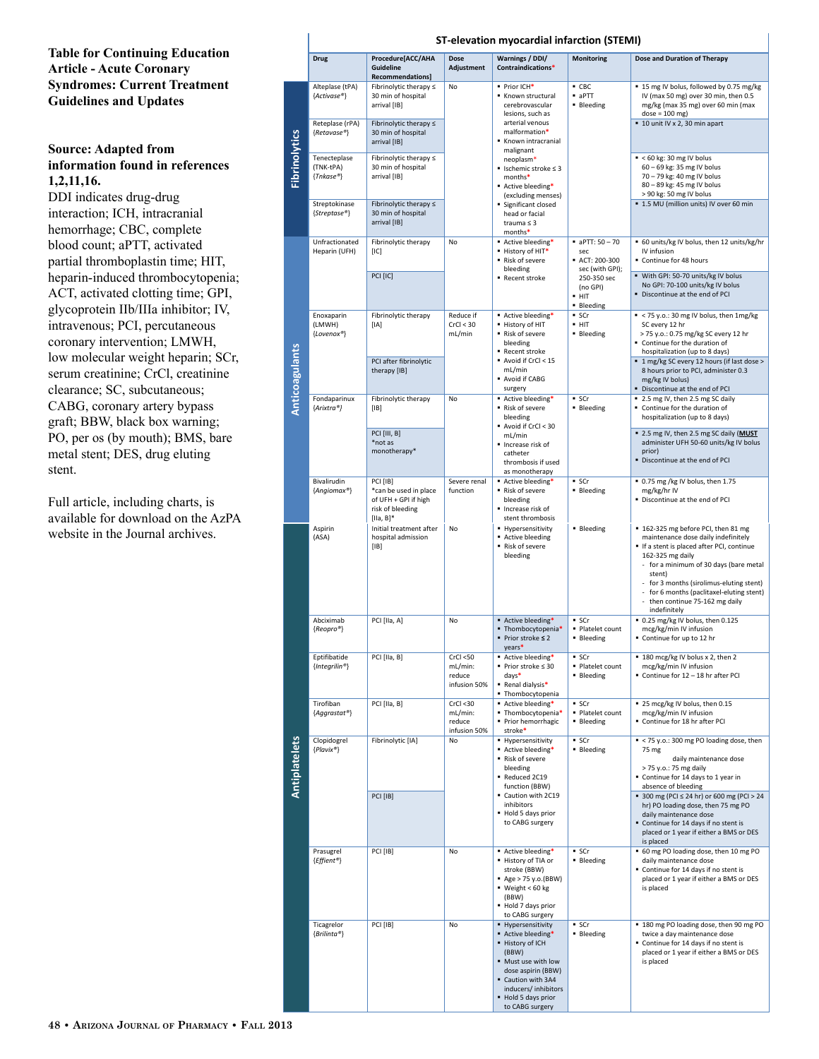**Table for Continuing Education Article - Acute Coronary Syndromes: Current Treatment Guidelines and Updates**

**Source: Adapted from information found in references 1,2,11,16.**

DDI indicates drug-drug interaction; ICH, intracranial hemorrhage; CBC, complete blood count; aPTT, activated partial thromboplastin time; HIT, heparin-induced thrombocytopenia; ACT, activated clotting time; GPI, glycoprotein IIb/IIIa inhibitor; IV, intravenous; PCI, percutaneous coronary intervention; LMWH, low molecular weight heparin; SCr, serum creatinine; CrCl, creatinine clearance; SC, subcutaneous; CABG, coronary artery bypass graft; BBW, black box warning; PO, per os (by mouth); BMS, bare metal stent; DES, drug eluting stent.

Full article, including charts, is available for download on the AzPA website in the Journal archives.

## ST-elevation myocardial infarction (STEMI)

| Class | Drug | Procedure[ACC/AHA Guideline Recommendations] | Dose Adjustment | Warnings / DDI/ Contraindications* | Monitoring | Dose and Duration of Therapy |
|---|---|---|---|---|---|---|
| Fibrinolytics | Alteplase (tPA) (*Activase®*) | Fibrinolytic therapy ≤ 30 min of hospital arrival [IB] | No | ▪ Prior ICH* ▪ Known structural cerebrovascular lesions, such as arterial venous malformation* ▪ Known intracranial malignant neoplasm* ▪ Ischemic stroke ≤ 3 months* ▪ Active bleeding* (excluding menses) ▪ Significant closed head or facial trauma ≤ 3 months* | ▪ CBC ▪ aPTT ▪ Bleeding | ▪ 15 mg IV bolus, followed by 0.75 mg/kg IV (max 50 mg) over 30 min, then 0.5 mg/kg (max 35 mg) over 60 min (max dose = 100 mg) |
| | Reteplase (rPA) (*Retavase®*) | Fibrinolytic therapy ≤ 30 min of hospital arrival [IB] | | | | ▪ 10 unit IV x 2, 30 min apart |
| | Tenecteplase (TNK-tPA) (*Tnkase®*) | Fibrinolytic therapy ≤ 30 min of hospital arrival [IB] | | | | ▪ < 60 kg: 30 mg IV bolus 60 – 69 kg: 35 mg IV bolus 70 – 79 kg: 40 mg IV bolus 80 – 89 kg: 45 mg IV bolus > 90 kg: 50 mg IV bolus |
| | Streptokinase (*Streptase®*) | Fibrinolytic therapy ≤ 30 min of hospital arrival [IB] | | | | ▪ 1.5 MU (million units) IV over 60 min |
| Anticoagulants | Unfractionated Heparin (UFH) | Fibrinolytic therapy [IC] | No | ▪ Active bleeding* ▪ History of HIT* ▪ Risk of severe bleeding ▪ Recent stroke | ▪ aPTT: 50 – 70 sec ▪ ACT: 200-300 sec (with GPI); 250-350 sec (no GPI) ▪ HIT ▪ Bleeding | ▪ 60 units/kg IV bolus, then 12 units/kg/hr IV infusion ▪ Continue for 48 hours |
| | | PCI [IC] | | | | ▪ With GPI: 50-70 units/kg IV bolus No GPI: 70-100 units/kg IV bolus ▪ Discontinue at the end of PCI |
| | Enoxaparin (LMWH) (*Lovenox®*) | Fibrinolytic therapy [IA] | Reduce if CrCl < 30 mL/min | ▪ Active bleeding* ▪ History of HIT ▪ Risk of severe bleeding ▪ Recent stroke ▪ Avoid if CrCl < 15 mL/min ▪ Avoid if CABG surgery | ▪ SCr ▪ HIT ▪ Bleeding | ▪ < 75 y.o.: 30 mg IV bolus, then 1mg/kg SC every 12 hr > 75 y.o.: 0.75 mg/kg SC every 12 hr ▪ Continue for the duration of hospitalization (up to 8 days) |
| | | PCI after fibrinolytic therapy [IB] | | | | ▪ 1 mg/kg SC every 12 hours (if last dose > 8 hours prior to PCI, administer 0.3 mg/kg IV bolus) ▪ Discontinue at the end of PCI |
| | Fondaparinux (*Arixtra®*) | Fibrinolytic therapy [IB] | No | ▪ Active bleeding* ▪ Risk of severe bleeding ▪ Avoid if CrCl < 30 mL/min ▪ Increase risk of catheter thrombosis if used as monotherapy | ▪ SCr ▪ Bleeding | ▪ 2.5 mg IV, then 2.5 mg SC daily ▪ Continue for the duration of hospitalization (up to 8 days) |
| | | PCI [III, B] *not as monotherapy* | | | | ▪ 2.5 mg IV, then 2.5 mg SC daily (**MUST** administer UFH 50-60 units/kg IV bolus prior) ▪ Discontinue at the end of PCI |
| | Bivalirudin (*Angiomax®*) | PCI [IB] *can be used in place of UFH + GPI if high risk of bleeding [IIa, B]* | Severe renal function | ▪ Active bleeding* ▪ Risk of severe bleeding ▪ Increase risk of stent thrombosis | ▪ SCr ▪ Bleeding | ▪ 0.75 mg /kg IV bolus, then 1.75 mg/kg/hr IV ▪ Discontinue at the end of PCI |
| Antiplatelets | Aspirin (ASA) | Initial treatment after hospital admission [IB] | No | ▪ Hypersensitivity ▪ Active bleeding ▪ Risk of severe bleeding | ▪ Bleeding | ▪ 162-325 mg before PCI, then 81 mg maintenance dose daily indefinitely ▪ If a stent is placed after PCI, continue 162-325 mg daily - for a minimum of 30 days (bare metal stent) - for 3 months (sirolimus-eluting stent) - for 6 months (paclitaxel-eluting stent) - then continue 75-162 mg daily indefinitely |
| | Abciximab (*Reopro®*) | PCI [IIa, A] | No | ▪ Active bleeding* ▪ Thombocytopenia* ▪ Prior stroke ≤ 2 years* | ▪ SCr ▪ Platelet count ▪ Bleeding | ▪ 0.25 mg/kg IV bolus, then 0.125 mcg/kg/min IV infusion ▪ Continue for up to 12 hr |
| | Eptifibatide (*Integrilin®*) | PCI [IIa, B] | CrCl <50 mL/min: reduce infusion 50% | ▪ Active bleeding* ▪ Prior stroke ≤ 30 days* ▪ Renal dialysis* ▪ Thombocytopenia | ▪ SCr ▪ Platelet count ▪ Bleeding | ▪ 180 mcg/kg IV bolus x 2, then 2 mcg/kg/min IV infusion ▪ Continue for 12 – 18 hr after PCI |
| | Tirofiban (*Aggrastat®*) | PCI [IIa, B] | CrCl <30 mL/min: reduce infusion 50% | ▪ Active bleeding* ▪ Thombocytopenia* ▪ Prior hemorrhagic stroke* | ▪ SCr ▪ Platelet count ▪ Bleeding | ▪ 25 mcg/kg IV bolus, then 0.15 mcg/kg/min IV infusion ▪ Continue for 18 hr after PCI |
| | Clopidogrel (*Plavix®*) | Fibrinolytic [IA] | No | ▪ Hypersensitivity ▪ Active bleeding* ▪ Risk of severe bleeding ▪ Reduced 2C19 function (BBW) ▪ Caution with 2C19 inhibitors ▪ Hold 5 days prior to CABG surgery | ▪ SCr ▪ Bleeding | ▪ < 75 y.o.: 300 mg PO loading dose, then 75 mg daily maintenance dose > 75 y.o.: 75 mg daily ▪ Continue for 14 days to 1 year in absence of bleeding |
| | | PCI [IB] | | | | ▪ 300 mg (PCI ≤ 24 hr) or 600 mg (PCI > 24 hr) PO loading dose, then 75 mg PO daily maintenance dose ▪ Continue for 14 days if no stent is placed or 1 year if either a BMS or DES is placed |
| | Prasugrel (*Effient®*) | PCI [IB] | No | ▪ Active bleeding* ▪ History of TIA or stroke (BBW) ▪ Age > 75 y.o.(BBW) ▪ Weight < 60 kg (BBW) ▪ Hold 7 days prior to CABG surgery | ▪ SCr ▪ Bleeding | ▪ 60 mg PO loading dose, then 10 mg PO daily maintenance dose ▪ Continue for 14 days if no stent is placed or 1 year if either a BMS or DES is placed |
| | Ticagrelor (*Brilinta®*) | PCI [IB] | No | ▪ Hypersensitivity ▪ Active bleeding* ▪ History of ICH (BBW) ▪ Must use with low dose aspirin (BBW) ▪ Caution with 3A4 inducers/ inhibitors ▪ Hold 5 days prior to CABG surgery | ▪ SCr ▪ Bleeding | ▪ 180 mg PO loading dose, then 90 mg PO twice a day maintenance dose ▪ Continue for 14 days if no stent is placed or 1 year if either a BMS or DES is placed |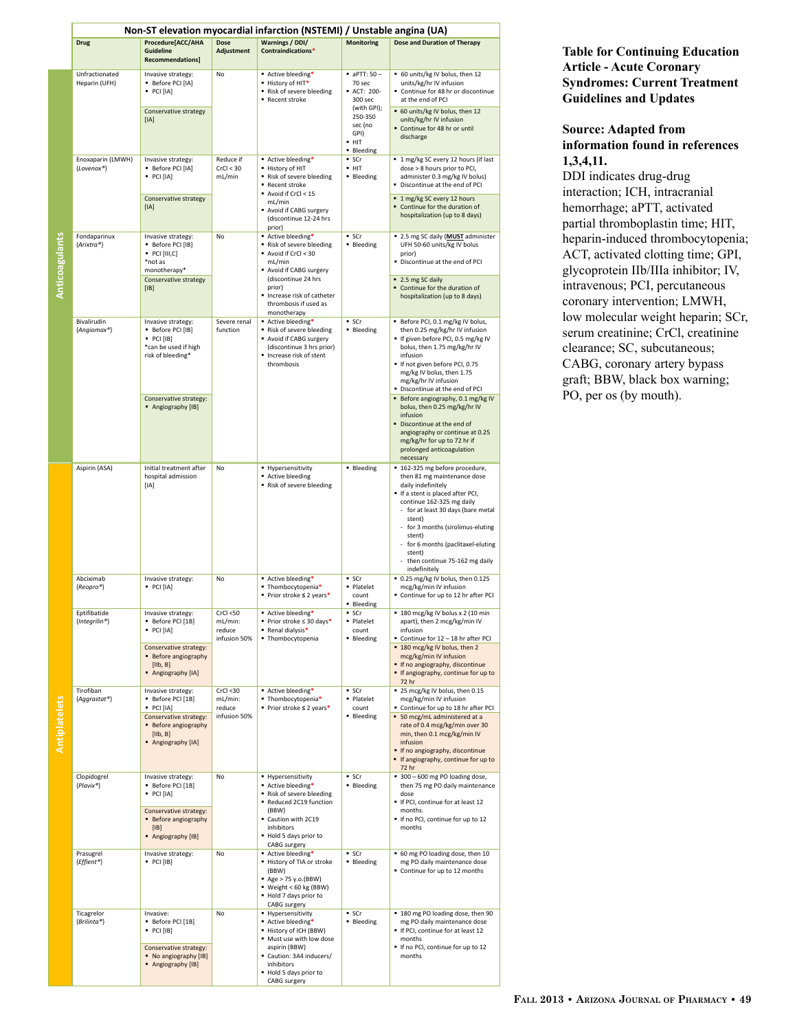**Table for Continuing Education Article - Acute Coronary Syndromes: Current Treatment Guidelines and Updates**

**Source: Adapted from information found in references 1,3,4,11.**

DDI indicates drug-drug interaction; ICH, intracranial hemorrhage; aPTT, activated partial thromboplastin time; HIT, heparin-induced thrombocytopenia; ACT, activated clotting time; GPI, glycoprotein IIb/IIIa inhibitor; IV, intravenous; PCI, percutaneous coronary intervention; LMWH, low molecular weight heparin; SCr, serum creatinine; CrCl, creatinine clearance; SC, subcutaneous; CABG, coronary artery bypass graft; BBW, black box warning; PO, per os (by mouth).

## Non-ST elevation myocardial infarction (NSTEMI) / Unstable angina (UA)

| Class | Drug | Procedure[ACC/AHA Guideline Recommendations] | Dose Adjustment | Warnings / DDI/ Contraindications* | Monitoring | Dose and Duration of Therapy |
|---|---|---|---|---|---|---|
| Anticoagulants | Unfractionated Heparin (UFH) | Invasive strategy: ▪ Before PCI [IA] ▪ PCI [IA] | No | ▪ Active bleeding* ▪ History of HIT* ▪ Risk of severe bleeding ▪ Recent stroke | ▪ aPTT: 50 – 70 sec ▪ ACT: 200-300 sec (with GPI); 250-350 sec (no GPI) ▪ HIT ▪ Bleeding | ▪ 60 units/kg IV bolus, then 12 units/kg/hr IV infusion ▪ Continue for 48 hr or discontinue at the end of PCI |
| | | Conservative strategy [IA] | | | | ▪ 60 units/kg IV bolus, then 12 units/kg/hr IV infusion ▪ Continue for 48 hr or until discharge |
| | Enoxaparin (LMWH) (*Lovenox®*) | Invasive strategy: ▪ Before PCI [IA] ▪ PCI [IA] | Reduce if CrCl < 30 mL/min | ▪ Active bleeding* ▪ History of HIT ▪ Risk of severe bleeding ▪ Recent stroke ▪ Avoid if CrCl < 15 mL/min ▪ Avoid if CABG surgery (discontinue 12-24 hrs prior) | ▪ SCr ▪ HIT ▪ Bleeding | ▪ 1 mg/kg SC every 12 hours (if last dose > 8 hours prior to PCI, administer 0.3 mg/kg IV bolus) ▪ Discontinue at the end of PCI |
| | | Conservative strategy [IA] | | | | ▪ 1 mg/kg SC every 12 hours ▪ Continue for the duration of hospitalization (up to 8 days) |
| | Fondaparinux (*Arixtra®*) | Invasive strategy: ▪ Before PCI [IB] ▪ PCI [III,C] *not as monotherapy* | No | ▪ Active bleeding* ▪ Risk of severe bleeding ▪ Avoid if CrCl < 30 mL/min ▪ Avoid if CABG surgery (discontinue 24 hrs prior) ▪ Increase risk of catheter thrombosis if used as monotherapy | ▪ SCr ▪ Bleeding | ▪ 2.5 mg SC daily (**MUST** administer UFH 50-60 units/kg IV bolus prior) ▪ Discontinue at the end of PCI |
| | | Conservative strategy [IB] | | | | ▪ 2.5 mg SC daily ▪ Continue for the duration of hospitalization (up to 8 days) |
| | Bivalirudin (*Angiomax®*) | Invasive strategy: ▪ Before PCI [IB] ▪ PCI [IB] *can be used if high risk of bleeding* | Severe renal function | ▪ Active bleeding* ▪ Risk of severe bleeding ▪ Avoid if CABG surgery (discontinue 3 hrs prior) ▪ Increase risk of stent thrombosis | ▪ SCr ▪ Bleeding | ▪ Before PCI, 0.1 mg/kg IV bolus, then 0.25 mg/kg/hr IV infusion ▪ If given before PCI, 0.5 mg/kg IV bolus, then 1.75 mg/kg/hr IV infusion ▪ If not given before PCI, 0.75 mg/kg IV bolus, then 1.75 mg/kg/hr IV infusion ▪ Discontinue at the end of PCI |
| | | Conservative strategy: ▪ Angiography [IB] | | | | ▪ Before angiography, 0.1 mg/kg IV bolus, then 0.25 mg/kg/hr IV infusion ▪ Discontinue at the end of angiography or continue at 0.25 mg/kg/hr for up to 72 hr if prolonged anticoagulation necessary |
| Antiplatelets | Aspirin (ASA) | Initial treatment after hospital admission [IA] | No | ▪ Hypersensitivity ▪ Active bleeding ▪ Risk of severe bleeding | ▪ Bleeding | ▪ 162-325 mg before procedure, then 81 mg maintenance dose daily indefinitely ▪ If a stent is placed after PCI, continue 162-325 mg daily - for at least 30 days (bare metal stent) - for 3 months (sirolimus-eluting stent) - for 6 months (paclitaxel-eluting stent) - then continue 75-162 mg daily indefinitely |
| | Abciximab (*Reopro®*) | Invasive strategy: ▪ PCI [IA] | No | ▪ Active bleeding* ▪ Thombocytopenia* ▪ Prior stroke ≤ 2 years* | ▪ SCr ▪ Platelet count ▪ Bleeding | ▪ 0.25 mg/kg IV bolus, then 0.125 mcg/kg/min IV infusion ▪ Continue for up to 12 hr after PCI |
| | Eptifibatide (*Integrilin®*) | Invasive strategy: ▪ Before PCI [1B] ▪ PCI [IB] | CrCl <50 mL/min: reduce infusion 50% | ▪ Active bleeding* ▪ Prior stroke ≤ 30 days* ▪ Renal dialysis* ▪ Thrombocytopenia | ▪ SCr ▪ Platelet count ▪ Bleeding | ▪ 180 mcg/kg IV bolus x 2 (10 min apart), then 2 mcg/kg/min IV infusion ▪ Continue for 12 – 18 hr after PCI |
| | | Conservative strategy: ▪ Before angiography [IIb, B] ▪ Angiography [IA] | | | | ▪ 180 mcg/kg IV bolus, then 2 mcg/kg/min IV infusion ▪ If no angiography, discontinue ▪ If angiography, continue for up to 72 hr |
| | Tirofiban (*Aggrastat®*) | Invasive strategy: ▪ Before PCI [1B] ▪ PCI [IA] | CrCl <30 mL/min: reduce infusion 50% | ▪ Active bleeding* ▪ Thombocytopenia* ▪ Prior stroke ≤ 2 years* | ▪ SCr ▪ Platelet count ▪ Bleeding | ▪ 25 mcg/kg IV bolus, then 0.15 mcg/kg/min IV infusion ▪ Continue for up to 18 hr after PCI |
| | | Conservative strategy: ▪ Before angiography [IIb, B] ▪ Angiography [IA] | | | | ▪ 50 mcg/mL administered at a rate of 0.4 mcg/kg/min over 30 min, then 0.1 mcg/kg/min IV infusion ▪ If no angiography, discontinue ▪ If angiography, continue for up to 72 hr |
| | Clopidogrel (*Plavix®*) | Invasive strategy: ▪ Before PCI [1B] ▪ PCI [IA] | No | ▪ Hypersensitivity ▪ Active bleeding* ▪ Risk of severe bleeding ▪ Reduced 2C19 function (BBW) ▪ Caution with 2C19 inhibitors ▪ Hold 5 days prior to CABG surgery | ▪ SCr ▪ Bleeding | ▪ 300 – 600 mg PO loading dose, then 75 mg PO daily maintenance dose ▪ If PCI, continue for at least 12 months. ▪ If no PCI, continue for up to 12 months |
| | | Conservative strategy: ▪ Before angiography [IB] ▪ Angiography [IB] | | | | |
| | Prasugrel (*Effient®*) | Invasive strategy: ▪ PCI [IB] | No | ▪ Active bleeding* ▪ History of TIA or stroke (BBW) ▪ Age > 75 y.o.(BBW) ▪ Weight < 60 kg (BBW) ▪ Hold 7 days prior to CABG surgery | ▪ SCr ▪ Bleeding | ▪ 60 mg PO loading dose, then 10 mg PO daily maintenance dose ▪ Continue for up to 12 months |
| | Ticagrelor (*Brilinta®*) | Invasive: ▪ Before PCI [1B] ▪ PCI [IB] | No | ▪ Hypersensitivity ▪ Active bleeding* ▪ History of ICH (BBW) ▪ Must use with low dose aspirin (BBW) ▪ Caution: 3A4 inducers/ inhibitors ▪ Hold 5 days prior to CABG surgery | ▪ SCr ▪ Bleeding | ▪ 180 mg PO loading dose, then 90 mg PO daily maintenance dose ▪ If PCI, continue for at least 12 months ▪ If no PCI, continue for up to 12 months |
| | | Conservative strategy: ▪ No angiography [IB] ▪ Angiography [IB] | | | | |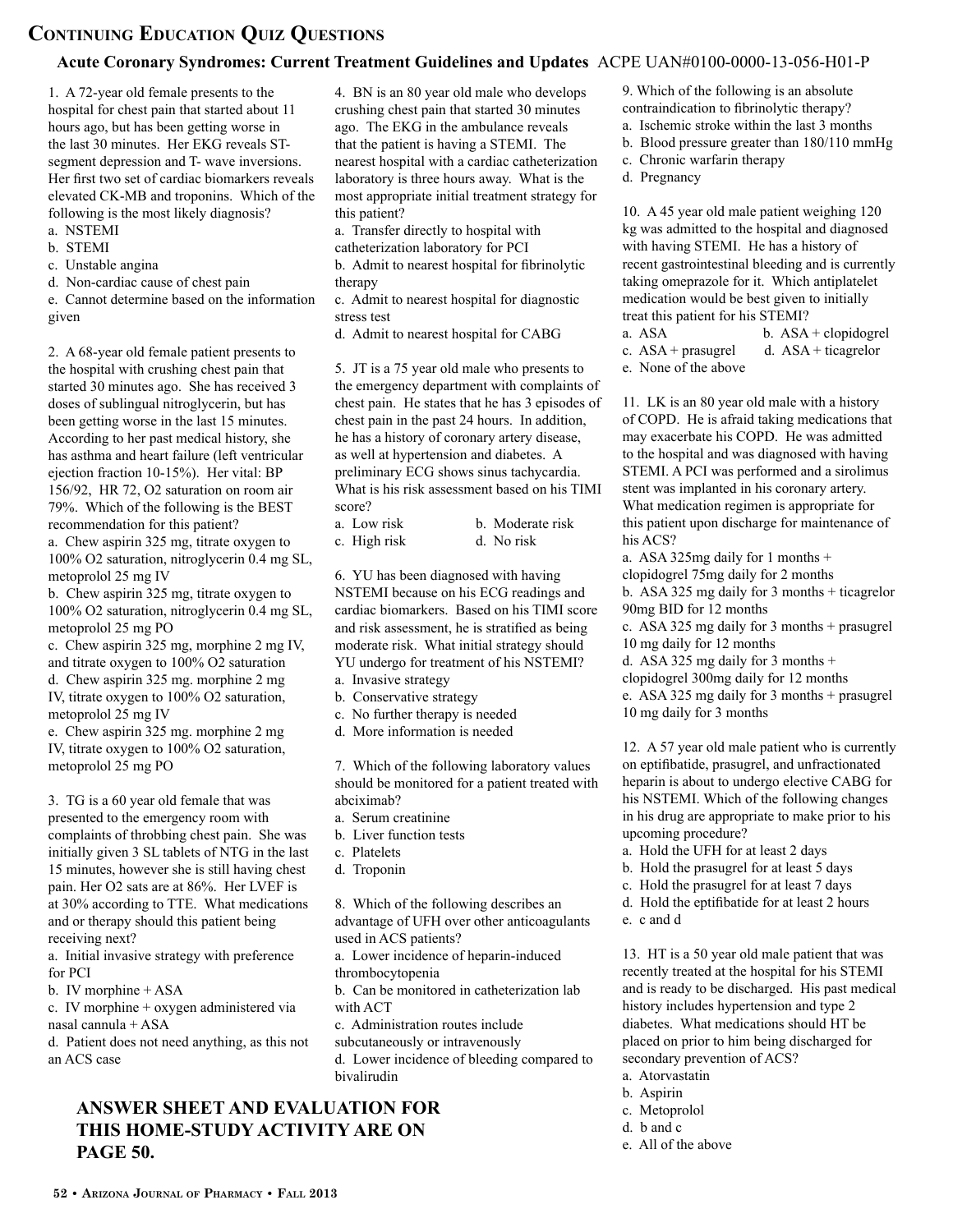# Continuing Education Quiz Questions

### Acute Coronary Syndromes: Current Treatment Guidelines and Updates ACPE UAN#0100-0000-13-056-H01-P

1. A 72-year old female presents to the hospital for chest pain that started about 11 hours ago, but has been getting worse in the last 30 minutes. Her EKG reveals ST-segment depression and T- wave inversions. Her first two set of cardiac biomarkers reveals elevated CK-MB and troponins. Which of the following is the most likely diagnosis?
a. NSTEMI
b. STEMI
c. Unstable angina
d. Non-cardiac cause of chest pain
e. Cannot determine based on the information given

2. A 68-year old female patient presents to the hospital with crushing chest pain that started 30 minutes ago. She has received 3 doses of sublingual nitroglycerin, but has been getting worse in the last 15 minutes. According to her past medical history, she has asthma and heart failure (left ventricular ejection fraction 10-15%). Her vital: BP 156/92, HR 72, O2 saturation on room air 79%. Which of the following is the BEST recommendation for this patient?
a. Chew aspirin 325 mg, titrate oxygen to 100% O2 saturation, nitroglycerin 0.4 mg SL, metoprolol 25 mg IV
b. Chew aspirin 325 mg, titrate oxygen to 100% O2 saturation, nitroglycerin 0.4 mg SL, metoprolol 25 mg PO
c. Chew aspirin 325 mg, morphine 2 mg IV, and titrate oxygen to 100% O2 saturation
d. Chew aspirin 325 mg. morphine 2 mg IV, titrate oxygen to 100% O2 saturation, metoprolol 25 mg IV
e. Chew aspirin 325 mg. morphine 2 mg IV, titrate oxygen to 100% O2 saturation, metoprolol 25 mg PO

3. TG is a 60 year old female that was presented to the emergency room with complaints of throbbing chest pain. She was initially given 3 SL tablets of NTG in the last 15 minutes, however she is still having chest pain. Her O2 sats are at 86%. Her LVEF is at 30% according to TTE. What medications and or therapy should this patient being receiving next?
a. Initial invasive strategy with preference for PCI
b. IV morphine + ASA
c. IV morphine + oxygen administered via nasal cannula + ASA
d. Patient does not need anything, as this not an ACS case

4. BN is an 80 year old male who develops crushing chest pain that started 30 minutes ago. The EKG in the ambulance reveals that the patient is having a STEMI. The nearest hospital with a cardiac catheterization laboratory is three hours away. What is the most appropriate initial treatment strategy for this patient?
a. Transfer directly to hospital with catheterization laboratory for PCI
b. Admit to nearest hospital for fibrinolytic therapy
c. Admit to nearest hospital for diagnostic stress test
d. Admit to nearest hospital for CABG

5. JT is a 75 year old male who presents to the emergency department with complaints of chest pain. He states that he has 3 episodes of chest pain in the past 24 hours. In addition, he has a history of coronary artery disease, as well at hypertension and diabetes. A preliminary ECG shows sinus tachycardia. What is his risk assessment based on his TIMI score?
a. Low risk
b. Moderate risk
c. High risk
d. No risk

6. YU has been diagnosed with having NSTEMI because on his ECG readings and cardiac biomarkers. Based on his TIMI score and risk assessment, he is stratified as being moderate risk. What initial strategy should YU undergo for treatment of his NSTEMI?
a. Invasive strategy
b. Conservative strategy
c. No further therapy is needed
d. More information is needed

7. Which of the following laboratory values should be monitored for a patient treated with abciximab?
a. Serum creatinine
b. Liver function tests
c. Platelets
d. Troponin

8. Which of the following describes an advantage of UFH over other anticoagulants used in ACS patients?
a. Lower incidence of heparin-induced thrombocytopenia
b. Can be monitored in catheterization lab with ACT
c. Administration routes include subcutaneously or intravenously
d. Lower incidence of bleeding compared to bivalirudin

9. Which of the following is an absolute contraindication to fibrinolytic therapy?
a. Ischemic stroke within the last 3 months
b. Blood pressure greater than 180/110 mmHg
c. Chronic warfarin therapy
d. Pregnancy

10. A 45 year old male patient weighing 120 kg was admitted to the hospital and diagnosed with having STEMI. He has a history of recent gastrointestinal bleeding and is currently taking omeprazole for it. Which antiplatelet medication would be best given to initially treat this patient for his STEMI?
a. ASA
b. ASA + clopidogrel
c. ASA + prasugrel
d. ASA + ticagrelor
e. None of the above

11. LK is an 80 year old male with a history of COPD. He is afraid taking medications that may exacerbate his COPD. He was admitted to the hospital and was diagnosed with having STEMI. A PCI was performed and a sirolimus stent was implanted in his coronary artery. What medication regimen is appropriate for this patient upon discharge for maintenance of his ACS?
a. ASA 325mg daily for 1 months + clopidogrel 75mg daily for 2 months
b. ASA 325 mg daily for 3 months + ticagrelor 90mg BID for 12 months
c. ASA 325 mg daily for 3 months + prasugrel 10 mg daily for 12 months
d. ASA 325 mg daily for 3 months + clopidogrel 300mg daily for 12 months
e. ASA 325 mg daily for 3 months + prasugrel 10 mg daily for 3 months

12. A 57 year old male patient who is currently on eptifibatide, prasugrel, and unfractionated heparin is about to undergo elective CABG for his NSTEMI. Which of the following changes in his drug are appropriate to make prior to his upcoming procedure?
a. Hold the UFH for at least 2 days
b. Hold the prasugrel for at least 5 days
c. Hold the prasugrel for at least 7 days
d. Hold the eptifibatide for at least 2 hours
e. c and d

13. HT is a 50 year old male patient that was recently treated at the hospital for his STEMI and is ready to be discharged. His past medical history includes hypertension and type 2 diabetes. What medications should HT be placed on prior to him being discharged for secondary prevention of ACS?
a. Atorvastatin
b. Aspirin
c. Metoprolol
d. b and c
e. All of the above

**ANSWER SHEET AND EVALUATION FOR THIS HOME-STUDY ACTIVITY ARE ON PAGE 50.**